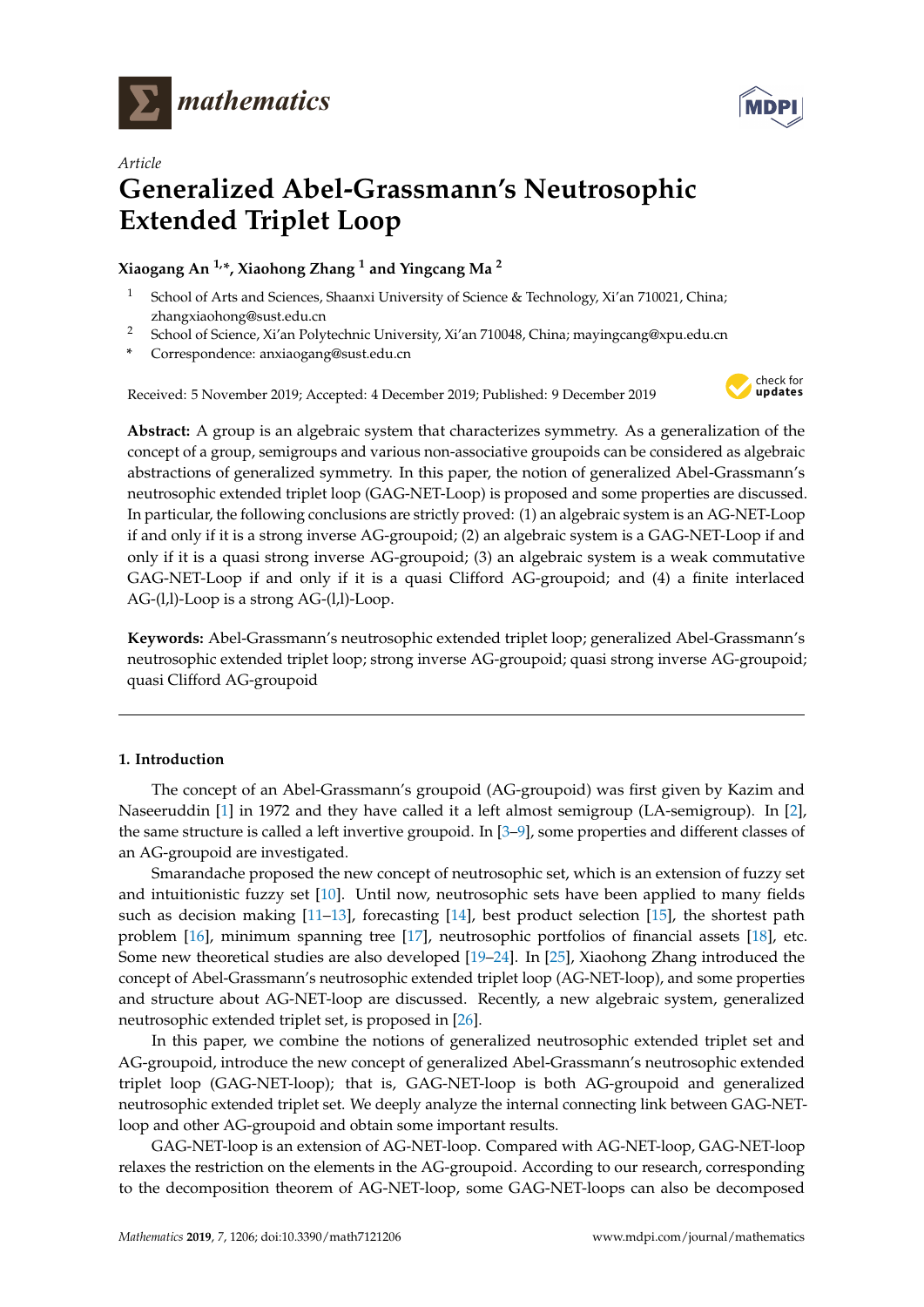*Article*

# Generalized Abel-Grassmann's Neutrosophic Extended Triplet Loop

**Xiaogang An [1,*], Xiaohong Zhang [1] and Yingcang Ma [2]**

1. School of Arts and Sciences, Shaanxi University of Science & Technology, Xi'an 710021, China; zhangxiaohong@sust.edu.cn
2. School of Science, Xi'an Polytechnic University, Xi'an 710048, China; mayingcang@xpu.edu.cn

\* Correspondence: anxiaogang@sust.edu.cn

Received: 5 November 2019; Accepted: 4 December 2019; Published: 9 December 2019

**Abstract:** A group is an algebraic system that characterizes symmetry. As a generalization of the concept of a group, semigroups and various non-associative groupoids can be considered as algebraic abstractions of generalized symmetry. In this paper, the notion of generalized Abel-Grassmann's neutrosophic extended triplet loop (GAG-NET-Loop) is proposed and some properties are discussed. In particular, the following conclusions are strictly proved: (1) an algebraic system is an AG-NET-Loop if and only if it is a strong inverse AG-groupoid; (2) an algebraic system is a GAG-NET-Loop if and only if it is a quasi strong inverse AG-groupoid; (3) an algebraic system is a weak commutative GAG-NET-Loop if and only if it is a quasi Clifford AG-groupoid; and (4) a finite interlaced AG-(l,l)-Loop is a strong AG-(l,l)-Loop.

**Keywords:** Abel-Grassmann's neutrosophic extended triplet loop; generalized Abel-Grassmann's neutrosophic extended triplet loop; strong inverse AG-groupoid; quasi strong inverse AG-groupoid; quasi Clifford AG-groupoid

## 1. Introduction

The concept of an Abel-Grassmann's groupoid (AG-groupoid) was first given by Kazim and Naseeruddin [1] in 1972 and they have called it a left almost semigroup (LA-semigroup). In [2], the same structure is called a left invertive groupoid. In [3–9], some properties and different classes of an AG-groupoid are investigated.

Smarandache proposed the new concept of neutrosophic set, which is an extension of fuzzy set and intuitionistic fuzzy set [10]. Until now, neutrosophic sets have been applied to many fields such as decision making [11–13], forecasting [14], best product selection [15], the shortest path problem [16], minimum spanning tree [17], neutrosophic portfolios of financial assets [18], etc. Some new theoretical studies are also developed [19–24]. In [25], Xiaohong Zhang introduced the concept of Abel-Grassmann's neutrosophic extended triplet loop (AG-NET-loop), and some properties and structure about AG-NET-loop are discussed. Recently, a new algebraic system, generalized neutrosophic extended triplet set, is proposed in [26].

In this paper, we combine the notions of generalized neutrosophic extended triplet set and AG-groupoid, introduce the new concept of generalized Abel-Grassmann's neutrosophic extended triplet loop (GAG-NET-loop); that is, GAG-NET-loop is both AG-groupoid and generalized neutrosophic extended triplet set. We deeply analyze the internal connecting link between GAG-NET-loop and other AG-groupoid and obtain some important results.

GAG-NET-loop is an extension of AG-NET-loop. Compared with AG-NET-loop, GAG-NET-loop relaxes the restriction on the elements in the AG-groupoid. According to our research, corresponding to the decomposition theorem of AG-NET-loop, some GAG-NET-loops can also be decomposed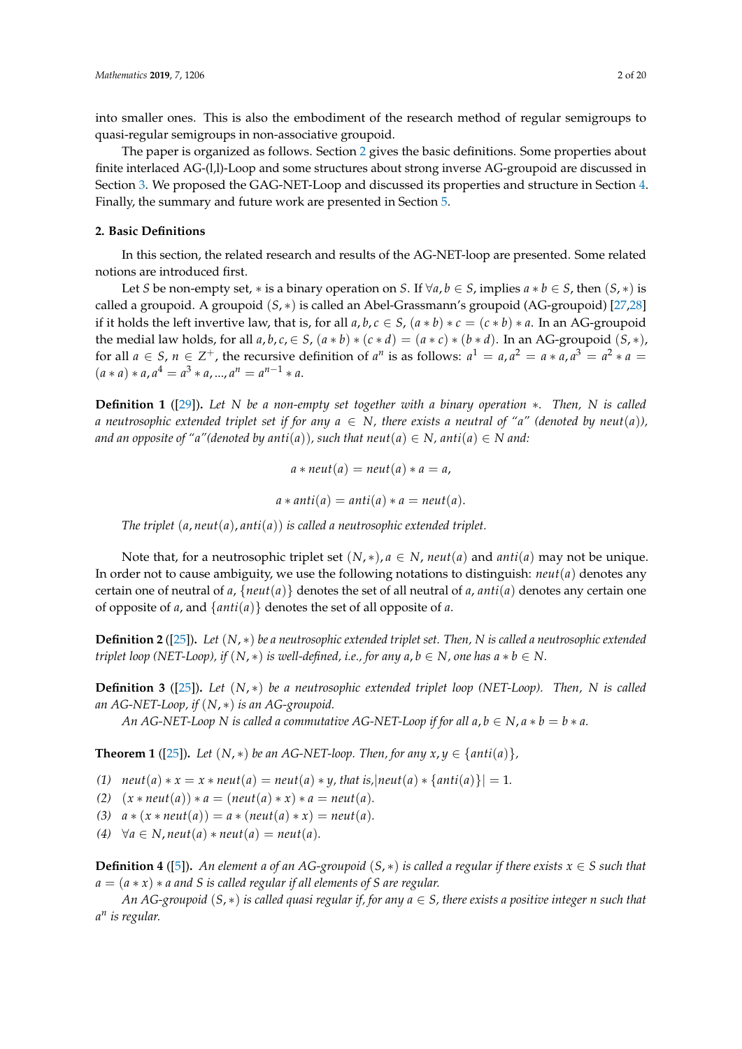into smaller ones. This is also the embodiment of the research method of regular semigroups to quasi-regular semigroups in non-associative groupoid.

The paper is organized as follows. Section 2 gives the basic definitions. Some properties about finite interlaced AG-(l,l)-Loop and some structures about strong inverse AG-groupoid are discussed in Section 3. We proposed the GAG-NET-Loop and discussed its properties and structure in Section 4. Finally, the summary and future work are presented in Section 5.

## 2. Basic Definitions

In this section, the related research and results of the AG-NET-loop are presented. Some related notions are introduced first.

Let $S$ be non-empty set, $*$ is a binary operation on $S$. If $\forall a, b \in S$, implies $a * b \in S$, then $(S, *)$ is called a groupoid. A groupoid $(S, *)$ is called an Abel-Grassmann's groupoid (AG-groupoid) [27,28] if it holds the left invertive law, that is, for all $a, b, c \in S$, $(a * b) * c = (c * b) * a$. In an AG-groupoid the medial law holds, for all $a, b, c, \in S$, $(a * b) * (c * d) = (a * c) * (b * d)$. In an AG-groupoid $(S, *)$, for all $a \in S$, $n \in Z^{+}$, the recursive definition of $a^n$ is as follows: $a^1 = a, a^2 = a * a, a^3 = a^2 * a = (a * a) * a, a^4 = a^3 * a, ..., a^n = a^{n-1} * a$.

**Definition 1** ([29]). *Let $N$ be a non-empty set together with a binary operation $*$. Then, $N$ is called a neutrosophic extended triplet set if for any $a \in N$, there exists a neutral of "a" (denoted by $neut(a)$), and an opposite of "a"(denoted by $anti(a)$), such that $neut(a) \in N$, $anti(a) \in N$ and:*

$$a * neut(a) = neut(a) * a = a,$$

$$a * anti(a) = anti(a) * a = neut(a).$$

*The triplet $(a, neut(a), anti(a))$ is called a neutrosophic extended triplet.*

Note that, for a neutrosophic triplet set $(N, *)$, $a \in N$, $neut(a)$ and $anti(a)$ may not be unique. In order not to cause ambiguity, we use the following notations to distinguish: $neut(a)$ denotes any certain one of neutral of $a$, $\{neut(a)\}$ denotes the set of all neutral of $a$, $anti(a)$ denotes any certain one of opposite of $a$, and $\{anti(a)\}$ denotes the set of all opposite of $a$.

**Definition 2** ([25]). *Let $(N, *)$ be a neutrosophic extended triplet set. Then, $N$ is called a neutrosophic extended triplet loop (NET-Loop), if $(N, *)$ is well-defined, i.e., for any $a, b \in N$, one has $a * b \in N$.*

**Definition 3** ([25]). *Let $(N, *)$ be a neutrosophic extended triplet loop (NET-Loop). Then, $N$ is called an AG-NET-Loop, if $(N, *)$ is an AG-groupoid.*

*An AG-NET-Loop $N$ is called a commutative AG-NET-Loop if for all $a, b \in N, a * b = b * a$.*

**Theorem 1** ([25]). *Let $(N, *)$ be an AG-NET-loop. Then, for any $x, y \in \{anti(a)\}$,*

*(1) $neut(a) * x = x * neut(a) = neut(a) * y$, that is, $|neut(a) * \{anti(a)\}| = 1$.*
*(2) $(x * neut(a)) * a = (neut(a) * x) * a = neut(a)$.*
*(3) $a * (x * neut(a)) = a * (neut(a) * x) = neut(a)$.*
*(4) $\forall a \in N, neut(a) * neut(a) = neut(a)$.*

**Definition 4** ([5]). *An element $a$ of an AG-groupoid $(S, *)$ is called a regular if there exists $x \in S$ such that $a = (a * x) * a$ and $S$ is called regular if all elements of $S$ are regular.*

*An AG-groupoid $(S, *)$ is called quasi regular if, for any $a \in S$, there exists a positive integer $n$ such that $a^n$ is regular.*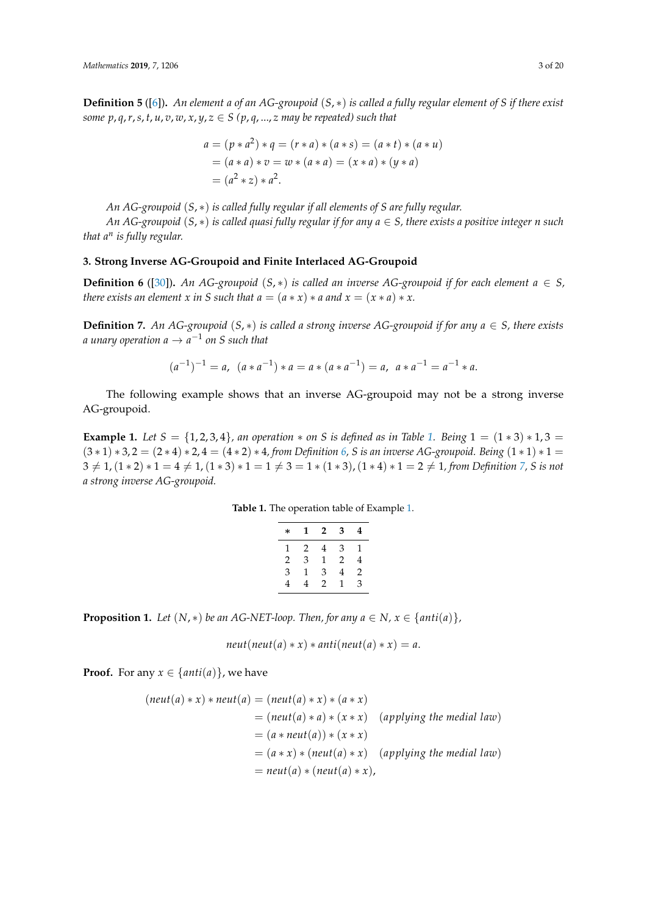**Definition 5** ([6]). *An element $a$ of an AG-groupoid $(S, *)$ is called a fully regular element of $S$ if there exist some $p, q, r, s, t, u, v, w, x, y, z \in S$ ($p, q, ..., z$ may be repeated) such that*

$$
\begin{aligned}
a &= (p * a^2) * q = (r * a) * (a * s) = (a * t) * (a * u) \\
&= (a * a) * v = w * (a * a) = (x * a) * (y * a) \\
&= (a^2 * z) * a^2.
\end{aligned}
$$

*An AG-groupoid $(S, *)$ is called fully regular if all elements of $S$ are fully regular.*

*An AG-groupoid $(S, *)$ is called quasi fully regular if for any $a \in S$, there exists a positive integer $n$ such that $a^n$ is fully regular.*

## 3. Strong Inverse AG-Groupoid and Finite Interlaced AG-Groupoid

**Definition 6** ([30]). *An AG-groupoid $(S, *)$ is called an inverse AG-groupoid if for each element $a \in S$, there exists an element $x$ in $S$ such that $a = (a * x) * a$ and $x = (x * a) * x$.*

**Definition 7.** *An AG-groupoid $(S, *)$ is called a strong inverse AG-groupoid if for any $a \in S$, there exists a unary operation $a \to a^{-1}$ on $S$ such that*

$$
(a^{-1})^{-1} = a, \ \ (a * a^{-1}) * a = a * (a * a^{-1}) = a, \ \ a * a^{-1} = a^{-1} * a.
$$

The following example shows that an inverse AG-groupoid may not be a strong inverse AG-groupoid.

**Example 1.** *Let $S = \{1, 2, 3, 4\}$, an operation $*$ on $S$ is defined as in Table 1. Being $1 = (1 * 3) * 1, 3 = (3 * 1) * 3, 2 = (2 * 4) * 2, 4 = (4 * 2) * 4$, from Definition 6, $S$ is an inverse AG-groupoid. Being $(1 * 1) * 1 = 3 \neq 1, (1 * 2) * 1 = 4 \neq 1, (1 * 3) * 1 = 1 \neq 3 = 1 * (1 * 3), (1 * 4) * 1 = 2 \neq 1$, from Definition 7, $S$ is not a strong inverse AG-groupoid.*

**Table 1.** The operation table of Example 1.

| $*$ | 1 | 2 | 3 | 4 |
|---|---|---|---|---|
| 1 | 2 | 4 | 3 | 1 |
| 2 | 3 | 1 | 2 | 4 |
| 3 | 1 | 3 | 4 | 2 |
| 4 | 4 | 2 | 1 | 3 |

**Proposition 1.** *Let $(N, *)$ be an AG-NET-loop. Then, for any $a \in N$, $x \in \{anti(a)\}$,*

$$
neut(neut(a) * x) * anti(neut(a) * x) = a.
$$

**Proof.** For any $x \in \{anti(a)\}$, we have

$$
\begin{aligned}
(neut(a) * x) * neut(a) &= (neut(a) * x) * (a * x) \\
&= (neut(a) * a) * (x * x) \quad (applying\ the\ medial\ law) \\
&= (a * neut(a)) * (x * x) \\
&= (a * x) * (neut(a) * x) \quad (applying\ the\ medial\ law) \\
&= neut(a) * (neut(a) * x),
\end{aligned}
$$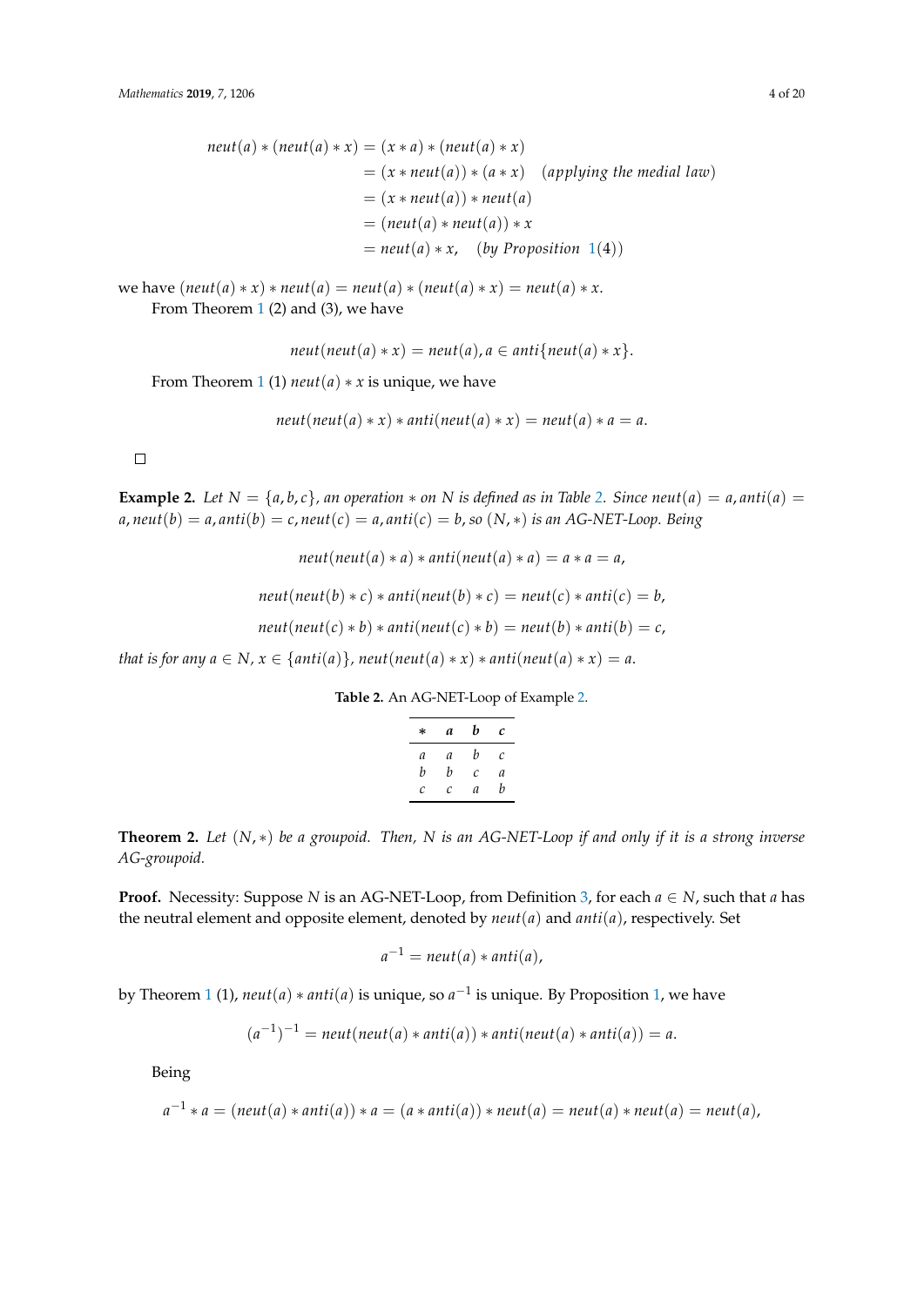$$
\begin{aligned}
neut(a) * (neut(a) * x) &= (x * a) * (neut(a) * x) \\
&= (x * neut(a)) * (a * x) \quad (applying\ the\ medial\ law) \\
&= (x * neut(a)) * neut(a) \\
&= (neut(a) * neut(a)) * x \\
&= neut(a) * x, \quad (by\ Proposition\ 1(4))
\end{aligned}
$$

we have $(neut(a) * x) * neut(a) = neut(a) * (neut(a) * x) = neut(a) * x$.

From Theorem 1 (2) and (3), we have

$$neut(neut(a) * x) = neut(a), a \in anti\{neut(a) * x\}.$$

From Theorem 1 (1) $neut(a) * x$ is unique, we have

$$neut(neut(a) * x) * anti(neut(a) * x) = neut(a) * a = a.$$

□

**Example 2.** *Let $N = \{a, b, c\}$, an operation $*$ on $N$ is defined as in Table 2. Since $neut(a) = a, anti(a) = a, neut(b) = a, anti(b) = c, neut(c) = a, anti(c) = b$, so $(N, *)$ is an AG-NET-Loop. Being*

$$neut(neut(a) * a) * anti(neut(a) * a) = a * a = a,$$

$$neut(neut(b) * c) * anti(neut(b) * c) = neut(c) * anti(c) = b,$$

$$neut(neut(c) * b) * anti(neut(c) * b) = neut(b) * anti(b) = c,$$

*that is for any $a \in N$, $x \in \{anti(a)\}$, $neut(neut(a) * x) * anti(neut(a) * x) = a$.*

**Table 2.** An AG-NET-Loop of Example 2.

| $*$ | $a$ | $b$ | $c$ |
|---|---|---|---|
| $a$ | $a$ | $b$ | $c$ |
| $b$ | $b$ | $c$ | $a$ |
| $c$ | $c$ | $a$ | $b$ |

**Theorem 2.** *Let $(N, *)$ be a groupoid. Then, $N$ is an AG-NET-Loop if and only if it is a strong inverse AG-groupoid.*

**Proof.** Necessity: Suppose $N$ is an AG-NET-Loop, from Definition 3, for each $a \in N$, such that $a$ has the neutral element and opposite element, denoted by $neut(a)$ and $anti(a)$, respectively. Set

$$a^{-1} = neut(a) * anti(a),$$

by Theorem 1 (1), $neut(a) * anti(a)$ is unique, so $a^{-1}$ is unique. By Proposition 1, we have

$$(a^{-1})^{-1} = neut(neut(a) * anti(a)) * anti(neut(a) * anti(a)) = a.$$

Being

$$a^{-1} * a = (neut(a) * anti(a)) * a = (a * anti(a)) * neut(a) = neut(a) * neut(a) = neut(a),$$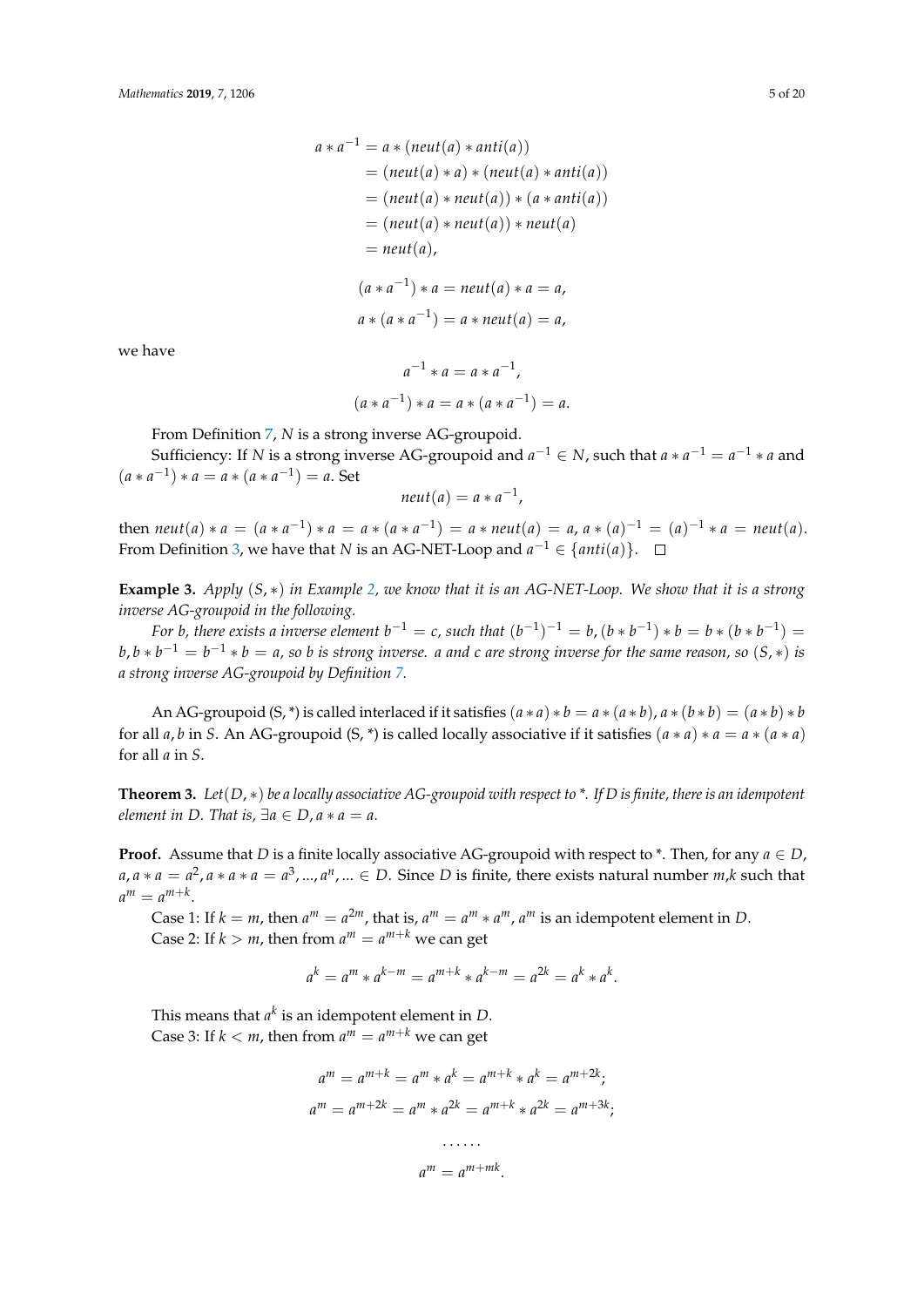$$
\begin{aligned}
a * a^{-1} &= a * (neut(a) * anti(a)) \\
&= (neut(a) * a) * (neut(a) * anti(a)) \\
&= (neut(a) * neut(a)) * (a * anti(a)) \\
&= (neut(a) * neut(a)) * neut(a) \\
&= neut(a),
\end{aligned}
$$

$$
(a * a^{-1}) * a = neut(a) * a = a,
$$

$$
a * (a * a^{-1}) = a * neut(a) = a,
$$

we have

$$
a^{-1} * a = a * a^{-1},
$$

$$
(a * a^{-1}) * a = a * (a * a^{-1}) = a.
$$

From Definition 7, $N$ is a strong inverse AG-groupoid.

Sufficiency: If $N$ is a strong inverse AG-groupoid and $a^{-1} \in N$, such that $a * a^{-1} = a^{-1} * a$ and $(a * a^{-1}) * a = a * (a * a^{-1}) = a$. Set

$$
neut(a) = a * a^{-1},
$$

then $neut(a) * a = (a * a^{-1}) * a = a * (a * a^{-1}) = a * neut(a) = a$, $a * (a)^{-1} = (a)^{-1} * a = neut(a)$. From Definition 3, we have that $N$ is an AG-NET-Loop and $a^{-1} \in \{anti(a)\}$. □

**Example 3.** *Apply $(S, *)$ in Example 2, we know that it is an AG-NET-Loop. We show that it is a strong inverse AG-groupoid in the following.*

*For b, there exists a inverse element $b^{-1} = c$, such that $(b^{-1})^{-1} = b$, $(b * b^{-1}) * b = b * (b * b^{-1}) = b$, $b * b^{-1} = b^{-1} * b = a$, so b is strong inverse. a and c are strong inverse for the same reason, so $(S, *)$ is a strong inverse AG-groupoid by Definition 7.*

An AG-groupoid (S, *) is called interlaced if it satisfies $(a * a) * b = a * (a * b)$, $a * (b * b) = (a * b) * b$ for all $a, b$ in $S$. An AG-groupoid (S, *) is called locally associative if it satisfies $(a * a) * a = a * (a * a)$ for all $a$ in $S$.

**Theorem 3.** *Let $(D, *)$ be a locally associative AG-groupoid with respect to *. If D is finite, there is an idempotent element in D. That is, $\exists a \in D, a * a = a$.*

**Proof.** Assume that $D$ is a finite locally associative AG-groupoid with respect to *. Then, for any $a \in D$, $a, a * a = a^2, a * a * a = a^3, ..., a^n, ... \in D$. Since $D$ is finite, there exists natural number $m$,$k$ such that $a^m = a^{m+k}$.

Case 1: If $k = m$, then $a^m = a^{2m}$, that is, $a^m = a^m * a^m$, $a^m$ is an idempotent element in $D$.

Case 2: If $k > m$, then from $a^m = a^{m+k}$ we can get

$$
a^k = a^m * a^{k-m} = a^{m+k} * a^{k-m} = a^{2k} = a^k * a^k.
$$

This means that $a^k$ is an idempotent element in $D$.

Case 3: If $k < m$, then from $a^m = a^{m+k}$ we can get

$$
a^m = a^{m+k} = a^m * a^k = a^{m+k} * a^k = a^{m+2k};
$$

$$
a^m = a^{m+2k} = a^m * a^{2k} = a^{m+k} * a^{2k} = a^{m+3k};
$$

$$
\cdots\cdots
$$

$$
a^m = a^{m+mk}.
$$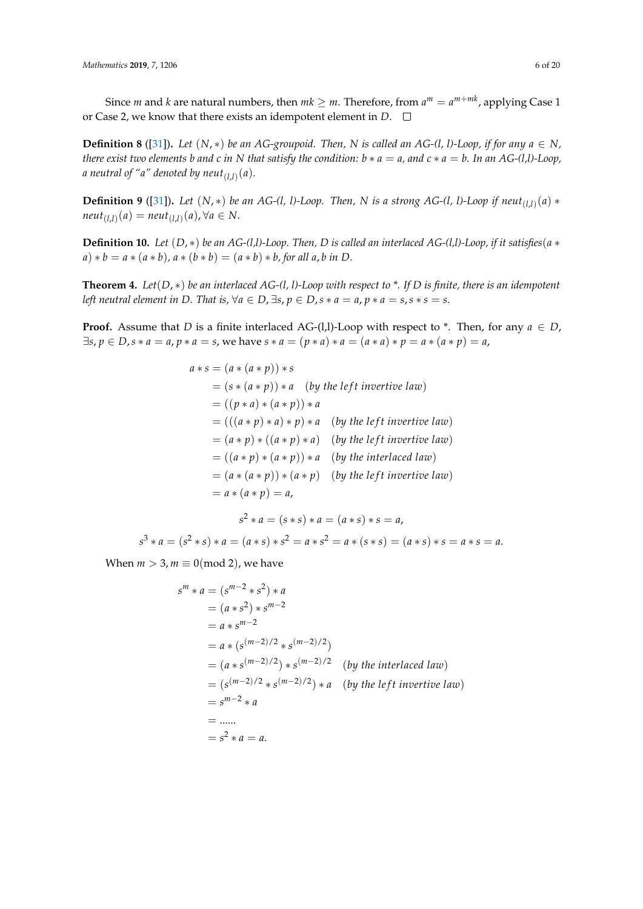Since $m$ and $k$ are natural numbers, then $mk \geq m$. Therefore, from $a^m = a^{m+mk}$, applying Case 1 or Case 2, we know that there exists an idempotent element in $D$. □

**Definition 8** ([31]). *Let $(N, *)$ be an AG-groupoid. Then, N is called an AG-(l, l)-Loop, if for any $a \in N$, there exist two elements b and c in N that satisfy the condition: $b * a = a$, and $c * a = b$. In an AG-(l,l)-Loop, a neutral of "a" denoted by $neut_{(l,l)}(a)$.*

**Definition 9** ([31]). *Let $(N, *)$ be an AG-(l, l)-Loop. Then, N is a strong AG-(l, l)-Loop if $neut_{(l,l)}(a) * neut_{(l,l)}(a) = neut_{(l,l)}(a), \forall a \in N$.*

**Definition 10.** *Let $(D, *)$ be an AG-(l,l)-Loop. Then, D is called an interlaced AG-(l,l)-Loop, if it satisfies $(a * a) * b = a * (a * b)$, $a * (b * b) = (a * b) * b$, for all a, b in D.*

**Theorem 4.** *Let $(D, *)$ be an interlaced AG-(l, l)-Loop with respect to \*. If D is finite, there is an idempotent left neutral element in D. That is, $\forall a \in D, \exists s, p \in D, s * a = a, p * a = s, s * s = s$.*

**Proof.** Assume that $D$ is a finite interlaced AG-(l,l)-Loop with respect to \*. Then, for any $a \in D$, $\exists s, p \in D, s * a = a, p * a = s$, we have $s * a = (p * a) * a = (a * a) * p = a * (a * p) = a$,

$$
\begin{aligned}
a * s &= (a * (a * p)) * s \\
&= (s * (a * p)) * a \quad (by\ the\ left\ invertive\ law) \\
&= ((p * a) * (a * p)) * a \\
&= (((a * p) * a) * p) * a \quad (by\ the\ left\ invertive\ law) \\
&= (a * p) * ((a * p) * a) \quad (by\ the\ left\ invertive\ law) \\
&= ((a * p) * (a * p)) * a \quad (by\ the\ interlaced\ law) \\
&= (a * (a * p)) * (a * p) \quad (by\ the\ left\ invertive\ law) \\
&= a * (a * p) = a,
\end{aligned}
$$

$$s^2 * a = (s * s) * a = (a * s) * s = a,$$

$$s^3 * a = (s^2 * s) * a = (a * s) * s^2 = a * s^2 = a * (s * s) = (a * s) * s = a * s = a.$$

When $m > 3, m \equiv 0 (\text{mod } 2)$, we have

$$
\begin{aligned}
s^m * a &= (s^{m-2} * s^2) * a \\
&= (a * s^2) * s^{m-2} \\
&= a * s^{m-2} \\
&= a * (s^{(m-2)/2} * s^{(m-2)/2}) \\
&= (a * s^{(m-2)/2}) * s^{(m-2)/2} \quad (by\ the\ interlaced\ law) \\
&= (s^{(m-2)/2} * s^{(m-2)/2}) * a \quad (by\ the\ left\ invertive\ law) \\
&= s^{m-2} * a \\
&= \ldots\ldots \\
&= s^2 * a = a.
\end{aligned}
$$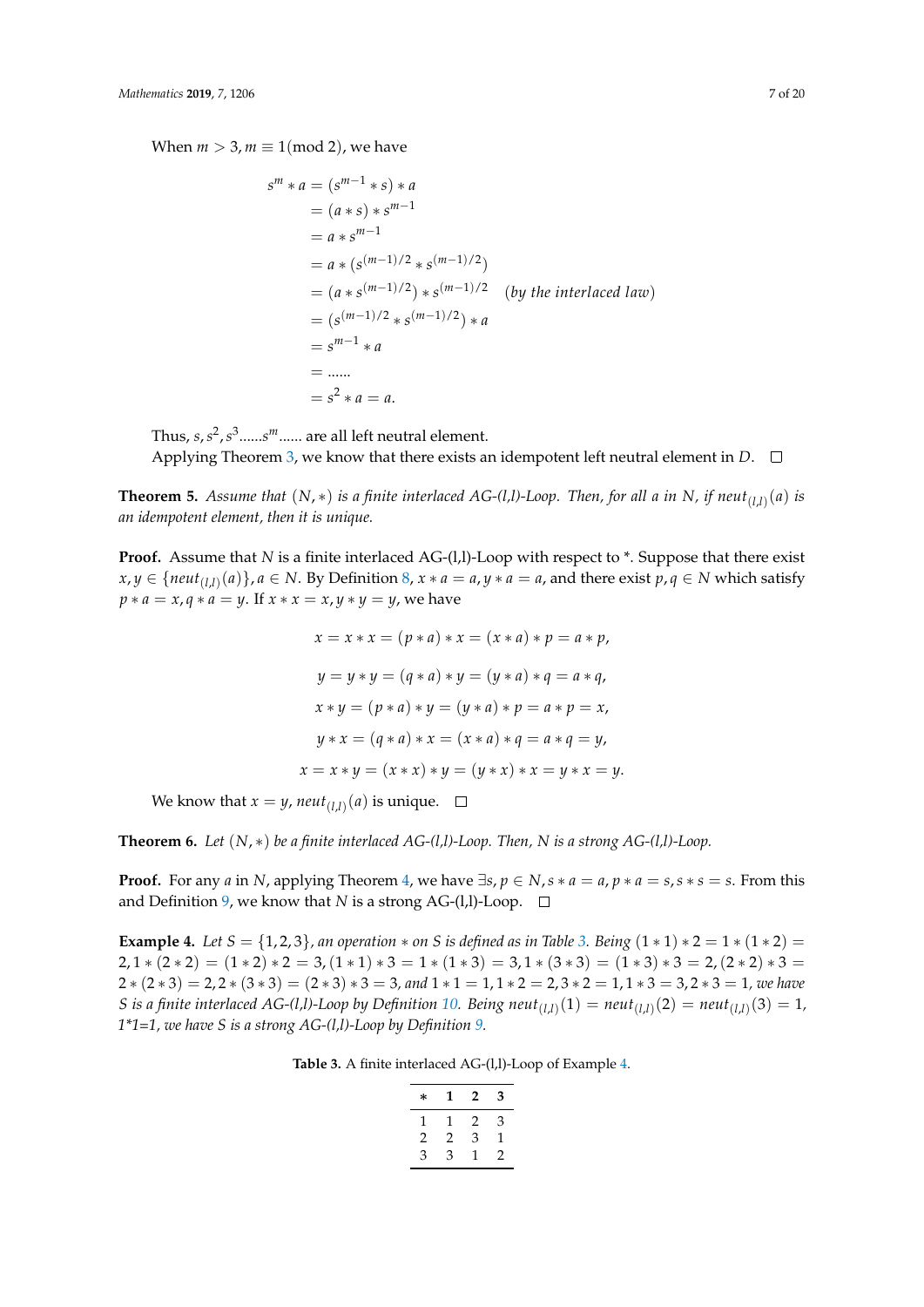When $m > 3, m \equiv 1(\text{mod } 2)$, we have

$$
\begin{aligned}
s^m * a &= (s^{m-1} * s) * a \\
&= (a * s) * s^{m-1} \\
&= a * s^{m-1} \\
&= a * (s^{(m-1)/2} * s^{(m-1)/2}) \\
&= (a * s^{(m-1)/2}) * s^{(m-1)/2} \quad (\textit{by the interlaced law}) \\
&= (s^{(m-1)/2} * s^{(m-1)/2}) * a \\
&= s^{m-1} * a \\
&= \ldots\ldots \\
&= s^2 * a = a.
\end{aligned}
$$

Thus, $s, s^2, s^3 \ldots\ldots s^m \ldots\ldots$ are all left neutral element.

Applying Theorem 3, we know that there exists an idempotent left neutral element in $D$. □

**Theorem 5.** *Assume that $(N, *)$ is a finite interlaced AG-(l,l)-Loop. Then, for all a in N, if $neut_{(l,l)}(a)$ is an idempotent element, then it is unique.*

**Proof.** Assume that $N$ is a finite interlaced AG-(l,l)-Loop with respect to *. Suppose that there exist $x, y \in \{neut_{(l,l)}(a)\}, a \in N$. By Definition 8, $x * a = a, y * a = a$, and there exist $p, q \in N$ which satisfy $p * a = x, q * a = y$. If $x * x = x, y * y = y$, we have

$$x = x * x = (p * a) * x = (x * a) * p = a * p,$$

$$y = y * y = (q * a) * y = (y * a) * q = a * q,$$

$$x * y = (p * a) * y = (y * a) * p = a * p = x,$$

$$y * x = (q * a) * x = (x * a) * q = a * q = y,$$

$$x = x * y = (x * x) * y = (y * x) * x = y * x = y.$$

We know that $x = y$, $neut_{(l,l)}(a)$ is unique. □

**Theorem 6.** *Let $(N, *)$ be a finite interlaced AG-(l,l)-Loop. Then, N is a strong AG-(l,l)-Loop.*

**Proof.** For any $a$ in $N$, applying Theorem 4, we have $\exists s, p \in N, s * a = a, p * a = s, s * s = s$. From this and Definition 9, we know that $N$ is a strong AG-(l,l)-Loop. □

**Example 4.** *Let $S = \{1, 2, 3\}$, an operation $*$ on S is defined as in Table 3. Being $(1 * 1) * 2 = 1 * (1 * 2) = 2, 1 * (2 * 2) = (1 * 2) * 2 = 3, (1 * 1) * 3 = 1 * (1 * 3) = 3, 1 * (3 * 3) = (1 * 3) * 3 = 2, (2 * 2) * 3 = 2 * (2 * 3) = 2, 2 * (3 * 3) = (2 * 3) * 3 = 3$, and $1 * 1 = 1, 1 * 2 = 2, 3 * 2 = 1, 1 * 3 = 3, 2 * 3 = 1$, we have S is a finite interlaced AG-(l,l)-Loop by Definition 10. Being $neut_{(l,l)}(1) = neut_{(l,l)}(2) = neut_{(l,l)}(3) = 1$, 1\*1=1, we have S is a strong AG-(l,l)-Loop by Definition 9.*

**Table 3.** A finite interlaced AG-(l,l)-Loop of Example 4.

| * | 1 | 2 | 3 |
|---|---|---|---|
| 1 | 1 | 2 | 3 |
| 2 | 2 | 3 | 1 |
| 3 | 3 | 1 | 2 |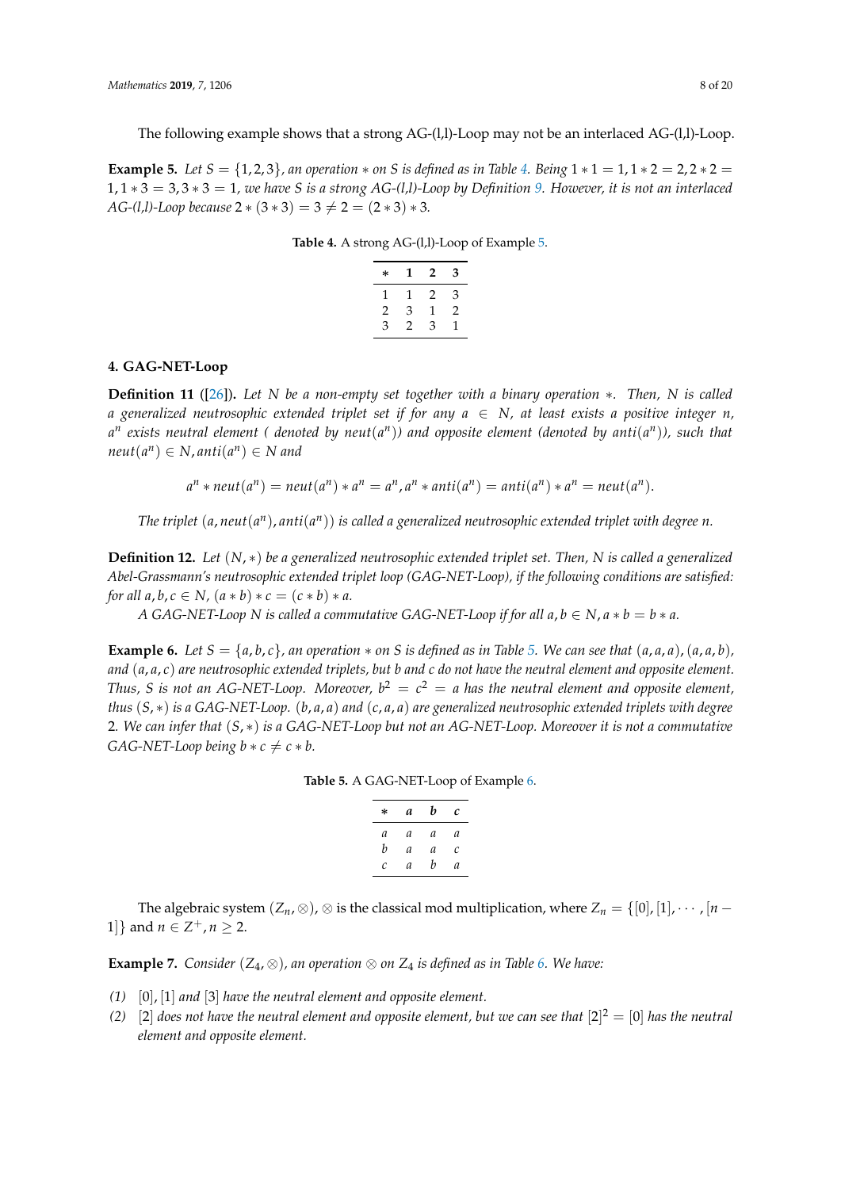The following example shows that a strong AG-(l,l)-Loop may not be an interlaced AG-(l,l)-Loop.

**Example 5.** *Let $S = \{1, 2, 3\}$, an operation $*$ on $S$ is defined as in Table 4. Being $1 * 1 = 1, 1 * 2 = 2, 2 * 2 = 1, 1 * 3 = 3, 3 * 3 = 1$, we have $S$ is a strong AG-(l,l)-Loop by Definition 9. However, it is not an interlaced AG-(l,l)-Loop because $2 * (3 * 3) = 3 \neq 2 = (2 * 3) * 3$.*

**Table 4.** A strong AG-(l,l)-Loop of Example 5.

| $*$ | **1** | **2** | **3** |
|---|---|---|---|
| 1 | 1 | 2 | 3 |
| 2 | 3 | 1 | 2 |
| 3 | 2 | 3 | 1 |

## 4. GAG-NET-Loop

**Definition 11** ([26]). *Let $N$ be a non-empty set together with a binary operation $*$. Then, $N$ is called a generalized neutrosophic extended triplet set if for any $a \in N$, at least exists a positive integer $n$, $a^n$ exists neutral element ( denoted by $neut(a^n)$) and opposite element (denoted by $anti(a^n)$), such that $neut(a^n) \in N, anti(a^n) \in N$ and*

$$a^n * neut(a^n) = neut(a^n) * a^n = a^n, a^n * anti(a^n) = anti(a^n) * a^n = neut(a^n).$$

*The triplet $(a, neut(a^n), anti(a^n))$ is called a generalized neutrosophic extended triplet with degree $n$.*

**Definition 12.** *Let $(N, *)$ be a generalized neutrosophic extended triplet set. Then, $N$ is called a generalized Abel-Grassmann's neutrosophic extended triplet loop (GAG-NET-Loop), if the following conditions are satisfied: for all $a, b, c \in N$, $(a * b) * c = (c * b) * a$.*

*A GAG-NET-Loop $N$ is called a commutative GAG-NET-Loop if for all $a, b \in N, a * b = b * a$.*

**Example 6.** *Let $S = \{a, b, c\}$, an operation $*$ on $S$ is defined as in Table 5. We can see that $(a, a, a)$, $(a, a, b)$, and $(a, a, c)$ are neutrosophic extended triplets, but $b$ and $c$ do not have the neutral element and opposite element. Thus, $S$ is not an AG-NET-Loop. Moreover, $b^2 = c^2 = a$ has the neutral element and opposite element, thus $(S, *)$ is a GAG-NET-Loop. $(b, a, a)$ and $(c, a, a)$ are generalized neutrosophic extended triplets with degree 2. We can infer that $(S, *)$ is a GAG-NET-Loop but not an AG-NET-Loop. Moreover it is not a commutative GAG-NET-Loop being $b * c \neq c * b$.*

**Table 5.** A GAG-NET-Loop of Example 6.

| $*$ | $a$ | $b$ | $c$ |
|---|---|---|---|
| $a$ | $a$ | $a$ | $a$ |
| $b$ | $a$ | $a$ | $c$ |
| $c$ | $a$ | $b$ | $a$ |

The algebraic system $(Z_n, \otimes)$, $\otimes$ is the classical mod multiplication, where $Z_n = \{[0], [1], \cdots, [n-1]\}$ and $n \in Z^+, n \geq 2$.

**Example 7.** *Consider $(Z_4, \otimes)$, an operation $\otimes$ on $Z_4$ is defined as in Table 6. We have:*

*(1)* $[0], [1]$ *and* $[3]$ *have the neutral element and opposite element.*
*(2)* $[2]$ *does not have the neutral element and opposite element, but we can see that* $[2]^2 = [0]$ *has the neutral element and opposite element.*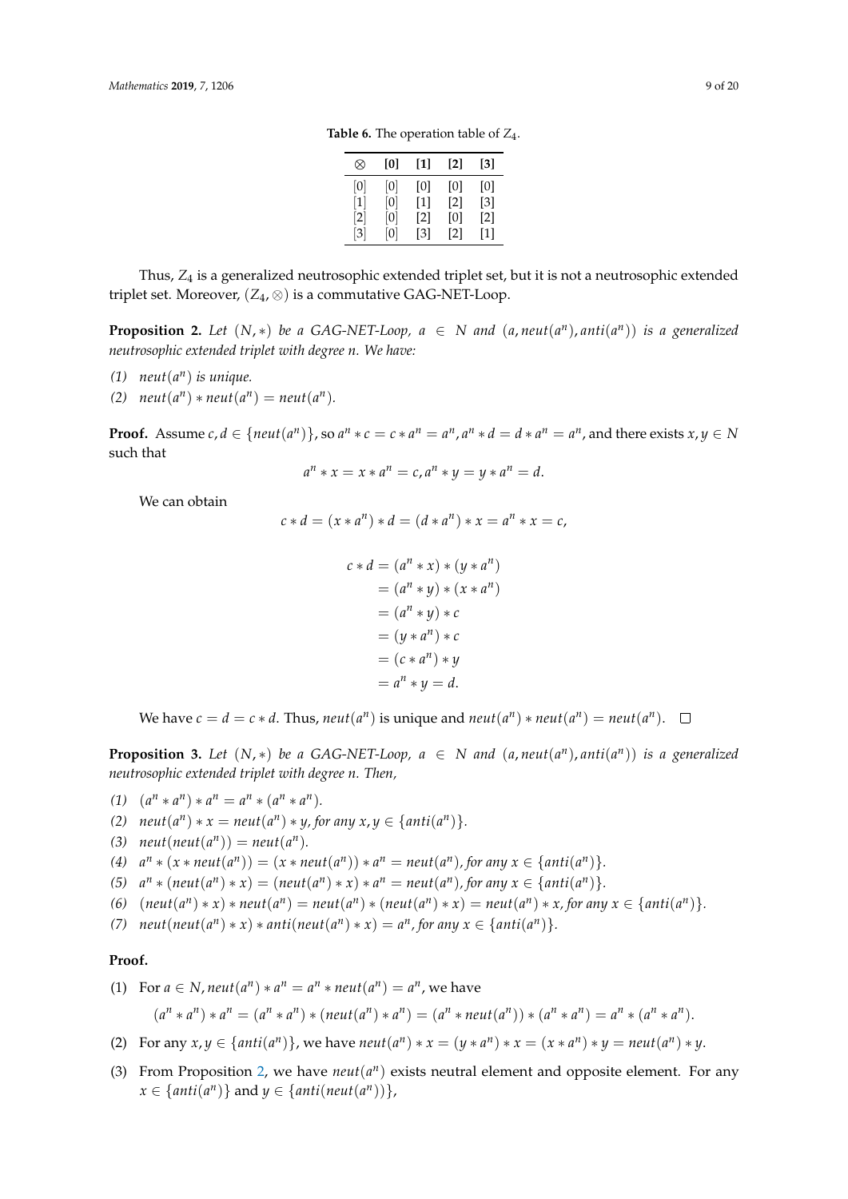**Table 6.** The operation table of $Z_4$.

| $\otimes$ | [0] | [1] | [2] | [3] |
|---|---|---|---|---|
| [0] | [0] | [0] | [0] | [0] |
| [1] | [0] | [1] | [2] | [3] |
| [2] | [0] | [2] | [0] | [2] |
| [3] | [0] | [3] | [2] | [1] |

Thus, $Z_4$ is a generalized neutrosophic extended triplet set, but it is not a neutrosophic extended triplet set. Moreover, $(Z_4, \otimes)$ is a commutative GAG-NET-Loop.

**Proposition 2.** *Let $(N, *)$ be a GAG-NET-Loop, $a \in N$ and $(a, neut(a^n), anti(a^n))$ is a generalized neutrosophic extended triplet with degree n. We have:*

*(1) $neut(a^n)$ is unique.*
*(2) $neut(a^n) * neut(a^n) = neut(a^n)$.*

**Proof.** Assume $c, d \in \{neut(a^n)\}$, so $a^n * c = c * a^n = a^n, a^n * d = d * a^n = a^n$, and there exists $x, y \in N$ such that

$$a^n * x = x * a^n = c, a^n * y = y * a^n = d.$$

We can obtain

$$c * d = (x * a^n) * d = (d * a^n) * x = a^n * x = c,$$

$$\begin{aligned} c * d &= (a^n * x) * (y * a^n) \\ &= (a^n * y) * (x * a^n) \\ &= (a^n * y) * c \\ &= (y * a^n) * c \\ &= (c * a^n) * y \\ &= a^n * y = d. \end{aligned}$$

We have $c = d = c * d$. Thus, $neut(a^n)$ is unique and $neut(a^n) * neut(a^n) = neut(a^n)$. □

**Proposition 3.** *Let $(N, *)$ be a GAG-NET-Loop, $a \in N$ and $(a, neut(a^n), anti(a^n))$ is a generalized neutrosophic extended triplet with degree n. Then,*

*(1) $(a^n * a^n) * a^n = a^n * (a^n * a^n)$.*
*(2) $neut(a^n) * x = neut(a^n) * y$, for any $x, y \in \{anti(a^n)\}$.*
*(3) $neut(neut(a^n)) = neut(a^n)$.*
*(4) $a^n * (x * neut(a^n)) = (x * neut(a^n)) * a^n = neut(a^n)$, for any $x \in \{anti(a^n)\}$.*
*(5) $a^n * (neut(a^n) * x) = (neut(a^n) * x) * a^n = neut(a^n)$, for any $x \in \{anti(a^n)\}$.*
*(6) $(neut(a^n) * x) * neut(a^n) = neut(a^n) * (neut(a^n) * x) = neut(a^n) * x$, for any $x \in \{anti(a^n)\}$.*
*(7) $neut(neut(a^n) * x) * anti(neut(a^n) * x) = a^n$, for any $x \in \{anti(a^n)\}$.*

**Proof.**

(1) For $a \in N$, $neut(a^n) * a^n = a^n * neut(a^n) = a^n$, we have

$$(a^n * a^n) * a^n = (a^n * a^n) * (neut(a^n) * a^n) = (a^n * neut(a^n)) * (a^n * a^n) = a^n * (a^n * a^n).$$

(2) For any $x, y \in \{anti(a^n)\}$, we have $neut(a^n) * x = (y * a^n) * x = (x * a^n) * y = neut(a^n) * y$.

(3) From Proposition 2, we have $neut(a^n)$ exists neutral element and opposite element. For any $x \in \{anti(a^n)\}$ and $y \in \{anti(neut(a^n))\}$,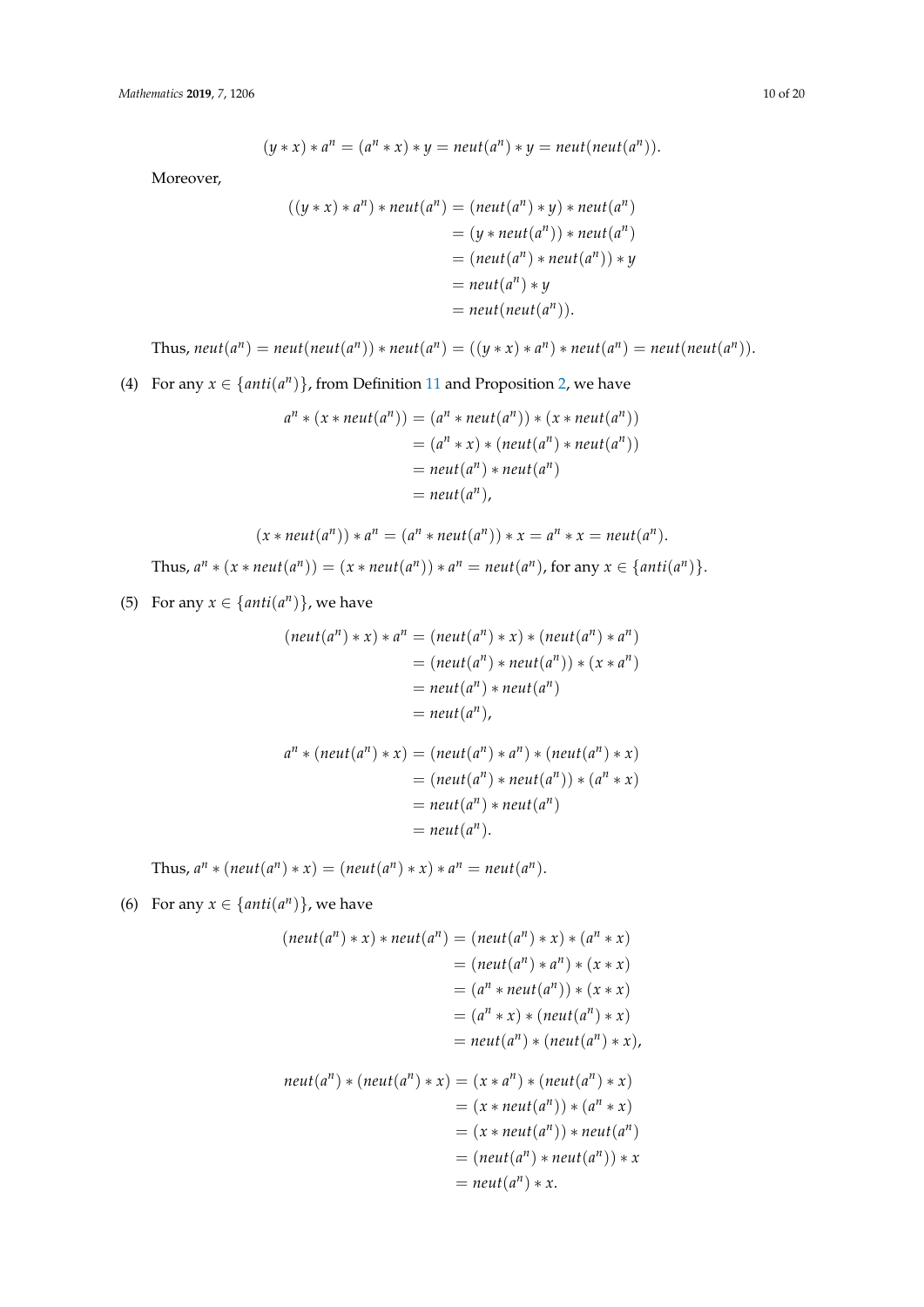$$(y * x) * a^n = (a^n * x) * y = neut(a^n) * y = neut(neut(a^n)).$$

Moreover,

$$\begin{aligned}
((y * x) * a^n) * neut(a^n) &= (neut(a^n) * y) * neut(a^n) \\
&= (y * neut(a^n)) * neut(a^n) \\
&= (neut(a^n) * neut(a^n)) * y \\
&= neut(a^n) * y \\
&= neut(neut(a^n)).
\end{aligned}$$

Thus, $neut(a^n) = neut(neut(a^n)) * neut(a^n) = ((y * x) * a^n) * neut(a^n) = neut(neut(a^n))$.

(4) For any $x \in \{anti(a^n)\}$, from Definition 11 and Proposition 2, we have

$$\begin{aligned}
a^n * (x * neut(a^n)) &= (a^n * neut(a^n)) * (x * neut(a^n)) \\
&= (a^n * x) * (neut(a^n) * neut(a^n)) \\
&= neut(a^n) * neut(a^n) \\
&= neut(a^n),
\end{aligned}$$

$$(x * neut(a^n)) * a^n = (a^n * neut(a^n)) * x = a^n * x = neut(a^n).$$

Thus, $a^n * (x * neut(a^n)) = (x * neut(a^n)) * a^n = neut(a^n)$, for any $x \in \{anti(a^n)\}$.

(5) For any $x \in \{anti(a^n)\}$, we have

$$\begin{aligned}
(neut(a^n) * x) * a^n &= (neut(a^n) * x) * (neut(a^n) * a^n) \\
&= (neut(a^n) * neut(a^n)) * (x * a^n) \\
&= neut(a^n) * neut(a^n) \\
&= neut(a^n),
\end{aligned}$$

$$\begin{aligned}
a^n * (neut(a^n) * x) &= (neut(a^n) * a^n) * (neut(a^n) * x) \\
&= (neut(a^n) * neut(a^n)) * (a^n * x) \\
&= neut(a^n) * neut(a^n) \\
&= neut(a^n).
\end{aligned}$$

Thus, $a^n * (neut(a^n) * x) = (neut(a^n) * x) * a^n = neut(a^n)$.

(6) For any $x \in \{anti(a^n)\}$, we have

$$\begin{aligned}
(neut(a^n) * x) * neut(a^n) &= (neut(a^n) * x) * (a^n * x) \\
&= (neut(a^n) * a^n) * (x * x) \\
&= (a^n * neut(a^n)) * (x * x) \\
&= (a^n * x) * (neut(a^n) * x) \\
&= neut(a^n) * (neut(a^n) * x),
\end{aligned}$$

$$\begin{aligned}
neut(a^n) * (neut(a^n) * x) &= (x * a^n) * (neut(a^n) * x) \\
&= (x * neut(a^n)) * (a^n * x) \\
&= (x * neut(a^n)) * neut(a^n) \\
&= (neut(a^n) * neut(a^n)) * x \\
&= neut(a^n) * x.
\end{aligned}$$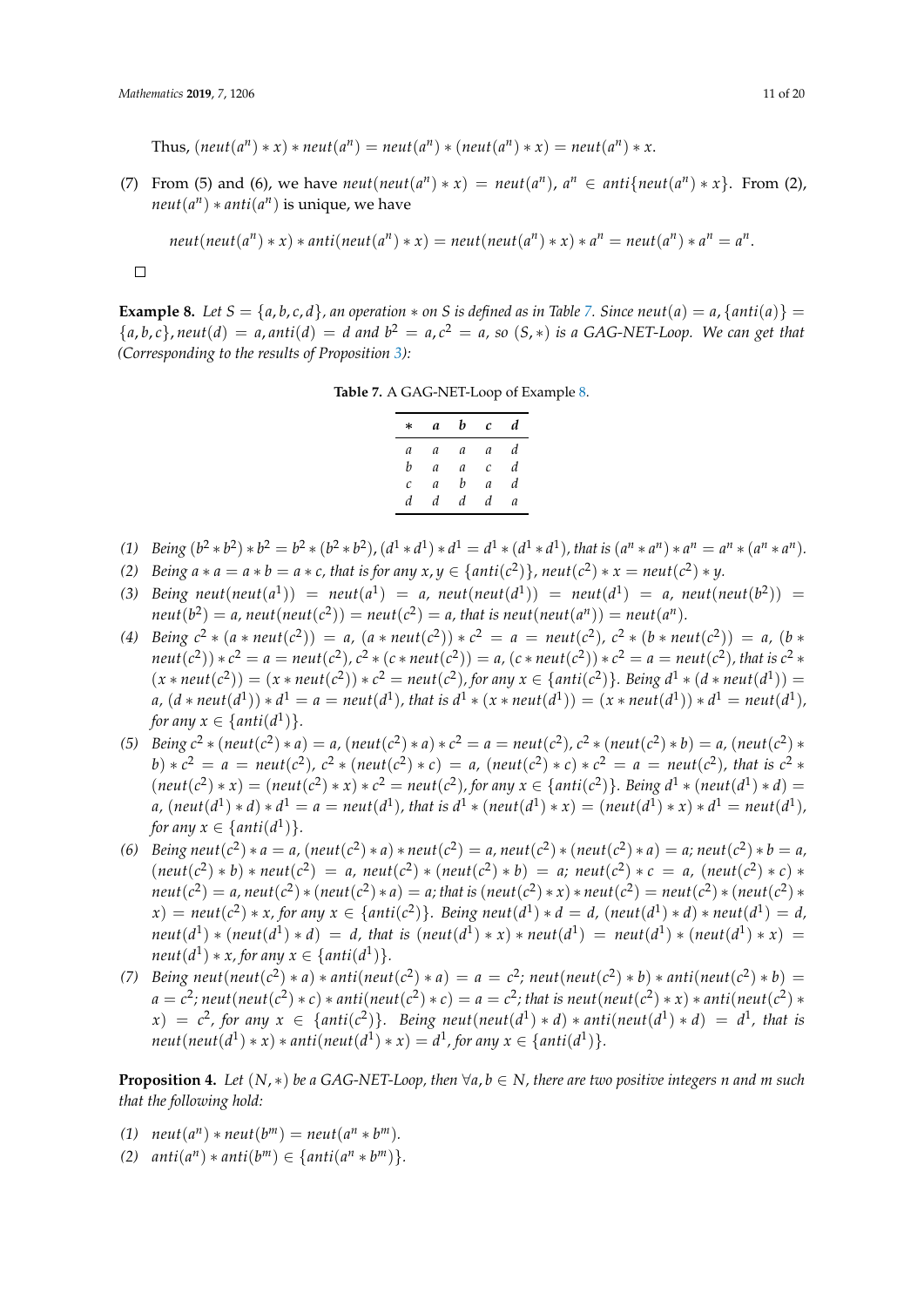Thus, $(neut(a^n) * x) * neut(a^n) = neut(a^n) * (neut(a^n) * x) = neut(a^n) * x$.

(7) From (5) and (6), we have $neut(neut(a^n) * x) = neut(a^n)$, $a^n \in anti\{neut(a^n) * x\}$. From (2), $neut(a^n) * anti(a^n)$ is unique, we have

$$neut(neut(a^n) * x) * anti(neut(a^n) * x) = neut(neut(a^n) * x) * a^n = neut(a^n) * a^n = a^n.$$

□

**Example 8.** *Let $S = \{a, b, c, d\}$, an operation $*$ on $S$ is defined as in Table 7. Since $neut(a) = a$, $\{anti(a)\} = \{a, b, c\}$, $neut(d) = a$, $anti(d) = d$ and $b^2 = a$, $c^2 = a$, so $(S, *)$ is a GAG-NET-Loop. We can get that (Corresponding to the results of Proposition 3):*

**Table 7.** A GAG-NET-Loop of Example 8.

| $*$ | $a$ | $b$ | $c$ | $d$ |
|---|---|---|---|---|
| $a$ | $a$ | $a$ | $a$ | $d$ |
| $b$ | $a$ | $a$ | $c$ | $d$ |
| $c$ | $a$ | $b$ | $a$ | $d$ |
| $d$ | $d$ | $d$ | $d$ | $a$ |

*(1) Being $(b^2 * b^2) * b^2 = b^2 * (b^2 * b^2)$, $(d^1 * d^1) * d^1 = d^1 * (d^1 * d^1)$, that is $(a^n * a^n) * a^n = a^n * (a^n * a^n)$.*

*(2) Being $a * a = a * b = a * c$, that is for any $x, y \in \{anti(c^2)\}$, $neut(c^2) * x = neut(c^2) * y$.*

*(3) Being $neut(neut(a^1)) = neut(a^1) = a$, $neut(neut(d^1)) = neut(d^1) = a$, $neut(neut(b^2)) = neut(b^2) = a$, $neut(neut(c^2)) = neut(c^2) = a$, that is $neut(neut(a^n)) = neut(a^n)$.*

*(4) Being $c^2 * (a * neut(c^2)) = a$, $(a * neut(c^2)) * c^2 = a = neut(c^2)$, $c^2 * (b * neut(c^2)) = a$, $(b * neut(c^2)) * c^2 = a = neut(c^2)$, $c^2 * (c * neut(c^2)) = a$, $(c * neut(c^2)) * c^2 = a = neut(c^2)$, that is $c^2 * (x * neut(c^2)) = (x * neut(c^2)) * c^2 = neut(c^2)$, for any $x \in \{anti(c^2)\}$. Being $d^1 * (d * neut(d^1)) = a$, $(d * neut(d^1)) * d^1 = a = neut(d^1)$, that is $d^1 * (x * neut(d^1)) = (x * neut(d^1)) * d^1 = neut(d^1)$, for any $x \in \{anti(d^1)\}$.*

*(5) Being $c^2 * (neut(c^2) * a) = a$, $(neut(c^2) * a) * c^2 = a = neut(c^2)$, $c^2 * (neut(c^2) * b) = a$, $(neut(c^2) * b) * c^2 = a = neut(c^2)$, $c^2 * (neut(c^2) * c) = a$, $(neut(c^2) * c) * c^2 = a = neut(c^2)$, that is $c^2 * (neut(c^2) * x) = (neut(c^2) * x) * c^2 = neut(c^2)$, for any $x \in \{anti(c^2)\}$. Being $d^1 * (neut(d^1) * d) = a$, $(neut(d^1) * d) * d^1 = a = neut(d^1)$, that is $d^1 * (neut(d^1) * x) = (neut(d^1) * x) * d^1 = neut(d^1)$, for any $x \in \{anti(d^1)\}$.*

*(6) Being $neut(c^2) * a = a$, $(neut(c^2) * a) * neut(c^2) = a$, $neut(c^2) * (neut(c^2) * a) = a$; $neut(c^2) * b = a$, $(neut(c^2) * b) * neut(c^2) = a$, $neut(c^2) * (neut(c^2) * b) = a$; $neut(c^2) * c = a$, $(neut(c^2) * c) * neut(c^2) = a$, $neut(c^2) * (neut(c^2) * a) = a$; that is $(neut(c^2) * x) * neut(c^2) = neut(c^2) * (neut(c^2) * x) = neut(c^2) * x$, for any $x \in \{anti(c^2)\}$. Being $neut(d^1) * d = d$, $(neut(d^1) * d) * neut(d^1) = d$, $neut(d^1) * (neut(d^1) * d) = d$, that is $(neut(d^1) * x) * neut(d^1) = neut(d^1) * (neut(d^1) * x) = neut(d^1) * x$, for any $x \in \{anti(d^1)\}$.*

*(7) Being $neut(neut(c^2) * a) * anti(neut(c^2) * a) = a = c^2$; $neut(neut(c^2) * b) * anti(neut(c^2) * b) = a = c^2$; $neut(neut(c^2) * c) * anti(neut(c^2) * c) = a = c^2$; that is $neut(neut(c^2) * x) * anti(neut(c^2) * x) = c^2$, for any $x \in \{anti(c^2)\}$. Being $neut(neut(d^1) * d) * anti(neut(d^1) * d) = d^1$, that is $neut(neut(d^1) * x) * anti(neut(d^1) * x) = d^1$, for any $x \in \{anti(d^1)\}$.*

**Proposition 4.** *Let $(N, *)$ be a GAG-NET-Loop, then $\forall a, b \in N$, there are two positive integers $n$ and $m$ such that the following hold:*

*(1) $neut(a^n) * neut(b^m) = neut(a^n * b^m)$.*

*(2) $anti(a^n) * anti(b^m) \in \{anti(a^n * b^m)\}$.*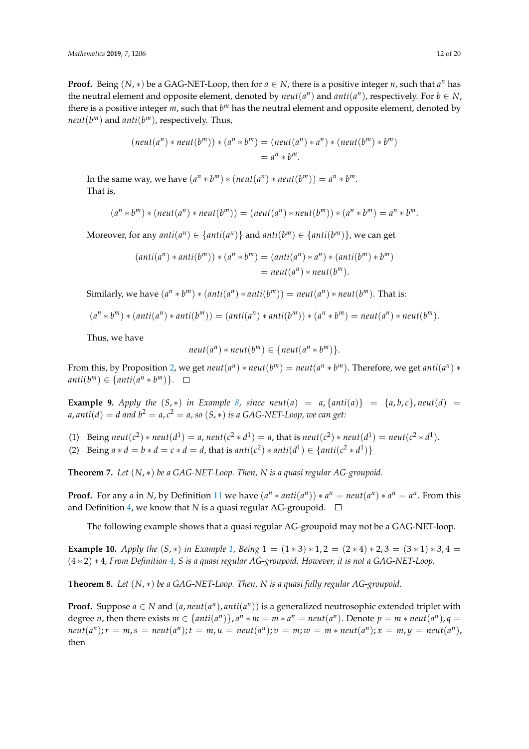**Proof.** Being $(N, *)$ be a GAG-NET-Loop, then for $a \in N$, there is a positive integer $n$, such that $a^n$ has the neutral element and opposite element, denoted by $neut(a^n)$ and $anti(a^n)$, respectively. For $b \in N$, there is a positive integer $m$, such that $b^m$ has the neutral element and opposite element, denoted by $neut(b^m)$ and $anti(b^m)$, respectively. Thus,

$$
\begin{aligned}
(neut(a^n) * neut(b^m)) * (a^n * b^m) &= (neut(a^n) * a^n) * (neut(b^m) * b^m) \\
&= a^n * b^m.
\end{aligned}
$$

In the same way, we have $(a^n * b^m) * (neut(a^n) * neut(b^m)) = a^n * b^m$.
That is,

$$
(a^n * b^m) * (neut(a^n) * neut(b^m)) = (neut(a^n) * neut(b^m)) * (a^n * b^m) = a^n * b^m.
$$

Moreover, for any $anti(a^n) \in \{anti(a^n)\}$ and $anti(b^m) \in \{anti(b^m)\}$, we can get

$$
\begin{aligned}
(anti(a^n) * anti(b^m)) * (a^n * b^m) &= (anti(a^n) * a^n) * (anti(b^m) * b^m) \\
&= neut(a^n) * neut(b^m).
\end{aligned}
$$

Similarly, we have $(a^n * b^m) * (anti(a^n) * anti(b^m)) = neut(a^n) * neut(b^m)$. That is:

$$
(a^n * b^m) * (anti(a^n) * anti(b^m)) = (anti(a^n) * anti(b^m)) * (a^n * b^m) = neut(a^n) * neut(b^m).
$$

Thus, we have

$$
neut(a^n) * neut(b^m) \in \{neut(a^n * b^m)\}.
$$

From this, by Proposition 2, we get $neut(a^n) * neut(b^m) = neut(a^n * b^m)$. Therefore, we get $anti(a^n) * anti(b^m) \in \{anti(a^n * b^m)\}$. □

**Example 9.** *Apply the $(S, *)$ in Example 8, since $neut(a) = a, \{anti(a)\} = \{a, b, c\}, neut(d) = a, anti(d) = d$ and $b^2 = a, c^2 = a$, so $(S, *)$ is a GAG-NET-Loop, we can get:*

(1) Being $neut(c^2) * neut(d^1) = a$, $neut(c^2 * d^1) = a$, that is $neut(c^2) * neut(d^1) = neut(c^2 * d^1)$.
(2) Being $a * d = b * d = c * d = d$, that is $anti(c^2) * anti(d^1) \in \{anti(c^2 * d^1)\}$

**Theorem 7.** *Let $(N, *)$ be a GAG-NET-Loop. Then, N is a quasi regular AG-groupoid.*

**Proof.** For any $a$ in $N$, by Definition 11 we have $(a^n * anti(a^n)) * a^n = neut(a^n) * a^n = a^n$. From this and Definition 4, we know that $N$ is a quasi regular AG-groupoid. □

The following example shows that a quasi regular AG-groupoid may not be a GAG-NET-loop.

**Example 10.** *Apply the $(S, *)$ in Example 1, Being $1 = (1 * 3) * 1, 2 = (2 * 4) * 2, 3 = (3 * 1) * 3, 4 = (4 * 2) * 4$, From Definition 4, S is a quasi regular AG-groupoid. However, it is not a GAG-NET-Loop.*

**Theorem 8.** *Let $(N, *)$ be a GAG-NET-Loop. Then, N is a quasi fully regular AG-groupoid.*

**Proof.** Suppose $a \in N$ and $(a, neut(a^n), anti(a^n))$ is a generalized neutrosophic extended triplet with degree $n$, then there exists $m \in \{anti(a^n)\}, a^n * m = m * a^n = neut(a^n)$. Denote $p = m * neut(a^n), q = neut(a^n); r = m, s = neut(a^n); t = m, u = neut(a^n); v = m; w = m * neut(a^n); x = m, y = neut(a^n)$, then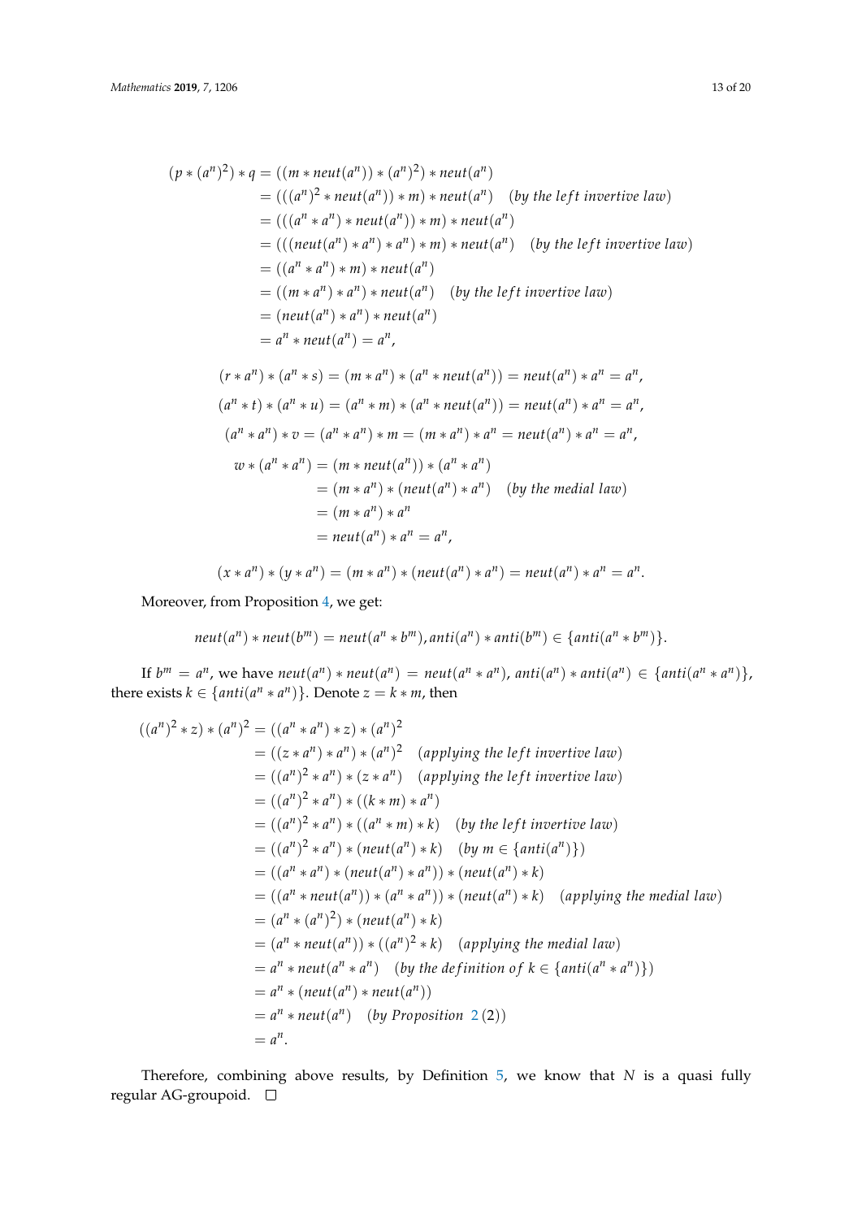$$
\begin{aligned}
(p * (a^n)^2) * q &= ((m * neut(a^n)) * (a^n)^2) * neut(a^n) \\
&= (((a^n)^2 * neut(a^n)) * m) * neut(a^n) \quad (\textit{by the left invertive law}) \\
&= (((a^n * a^n) * neut(a^n)) * m) * neut(a^n) \\
&= (((neut(a^n) * a^n) * a^n) * m) * neut(a^n) \quad (\textit{by the left invertive law}) \\
&= ((a^n * a^n) * m) * neut(a^n) \\
&= ((m * a^n) * a^n) * neut(a^n) \quad (\textit{by the left invertive law}) \\
&= (neut(a^n) * a^n) * neut(a^n) \\
&= a^n * neut(a^n) = a^n,
\end{aligned}
$$

$$
(r * a^n) * (a^n * s) = (m * a^n) * (a^n * neut(a^n)) = neut(a^n) * a^n = a^n,
$$

$$
(a^n * t) * (a^n * u) = (a^n * m) * (a^n * neut(a^n)) = neut(a^n) * a^n = a^n,
$$

$$
(a^n * a^n) * v = (a^n * a^n) * m = (m * a^n) * a^n = neut(a^n) * a^n = a^n,
$$

$$
\begin{aligned}
w * (a^n * a^n) &= (m * neut(a^n)) * (a^n * a^n) \\
&= (m * a^n) * (neut(a^n) * a^n) \quad (\textit{by the medial law}) \\
&= (m * a^n) * a^n \\
&= neut(a^n) * a^n = a^n,
\end{aligned}
$$

$$
(x * a^n) * (y * a^n) = (m * a^n) * (neut(a^n) * a^n) = neut(a^n) * a^n = a^n.
$$

Moreover, from Proposition 4, we get:

$$
neut(a^n) * neut(b^m) = neut(a^n * b^m), anti(a^n) * anti(b^m) \in \{anti(a^n * b^m)\}.
$$

If $b^m = a^n$, we have $neut(a^n) * neut(a^n) = neut(a^n * a^n)$, $anti(a^n) * anti(a^n) \in \{anti(a^n * a^n)\}$, there exists $k \in \{anti(a^n * a^n)\}$. Denote $z = k * m$, then

$$
\begin{aligned}
((a^n)^2 * z) * (a^n)^2 &= ((a^n * a^n) * z) * (a^n)^2 \\
&= ((z * a^n) * a^n) * (a^n)^2 \quad (\textit{applying the left invertive law}) \\
&= ((a^n)^2 * a^n) * (z * a^n) \quad (\textit{applying the left invertive law}) \\
&= ((a^n)^2 * a^n) * ((k * m) * a^n) \\
&= ((a^n)^2 * a^n) * ((a^n * m) * k) \quad (\textit{by the left invertive law}) \\
&= ((a^n)^2 * a^n) * (neut(a^n) * k) \quad (\textit{by } m \in \{anti(a^n)\}) \\
&= ((a^n * a^n) * (neut(a^n) * a^n)) * (neut(a^n) * k) \\
&= ((a^n * neut(a^n)) * (a^n * a^n)) * (neut(a^n) * k) \quad (\textit{applying the medial law}) \\
&= (a^n * (a^n)^2) * (neut(a^n) * k) \\
&= (a^n * neut(a^n)) * ((a^n)^2 * k) \quad (\textit{applying the medial law}) \\
&= a^n * neut(a^n * a^n) \quad (\textit{by the definition of } k \in \{anti(a^n * a^n)\}) \\
&= a^n * (neut(a^n) * neut(a^n)) \\
&= a^n * neut(a^n) \quad (\textit{by Proposition } 2\,(2)) \\
&= a^n.
\end{aligned}
$$

Therefore, combining above results, by Definition 5, we know that $N$ is a quasi fully regular AG-groupoid. □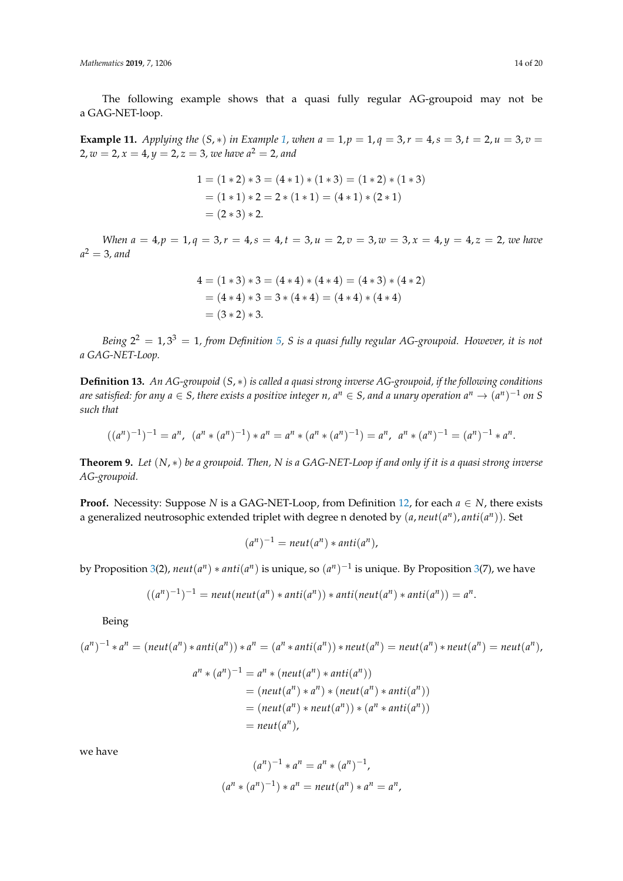The following example shows that a quasi fully regular AG-groupoid may not be a GAG-NET-loop.

**Example 11.** *Applying the $(S,*)$ in Example 1, when $a = 1, p = 1, q = 3, r = 4, s = 3, t = 2, u = 3, v = 2, w = 2, x = 4, y = 2, z = 3$, we have $a^2 = 2$, and*

$$\begin{aligned}
1 &= (1*2)*3 = (4*1)*(1*3) = (1*2)*(1*3) \\
&= (1*1)*2 = 2*(1*1) = (4*1)*(2*1) \\
&= (2*3)*2.
\end{aligned}$$

*When $a = 4, p = 1, q = 3, r = 4, s = 4, t = 3, u = 2, v = 3, w = 3, x = 4, y = 4, z = 2$, we have $a^2 = 3$, and*

$$\begin{aligned}
4 &= (1*3)*3 = (4*4)*(4*4) = (4*3)*(4*2) \\
&= (4*4)*3 = 3*(4*4) = (4*4)*(4*4) \\
&= (3*2)*3.
\end{aligned}$$

*Being $2^2 = 1, 3^3 = 1$, from Definition 5, S is a quasi fully regular AG-groupoid. However, it is not a GAG-NET-Loop.*

**Definition 13.** *An AG-groupoid $(S,*)$ is called a quasi strong inverse AG-groupoid, if the following conditions are satisfied: for any $a \in S$, there exists a positive integer $n$, $a^n \in S$, and a unary operation $a^n \to (a^n)^{-1}$ on S such that*

$$((a^n)^{-1})^{-1} = a^n, \ \ (a^n*(a^n)^{-1})*a^n = a^n*(a^n*(a^n)^{-1}) = a^n, \ \ a^n*(a^n)^{-1} = (a^n)^{-1}*a^n.$$

**Theorem 9.** *Let $(N,*)$ be a groupoid. Then, N is a GAG-NET-Loop if and only if it is a quasi strong inverse AG-groupoid.*

**Proof.** Necessity: Suppose $N$ is a GAG-NET-Loop, from Definition 12, for each $a \in N$, there exists a generalized neutrosophic extended triplet with degree n denoted by $(a, neut(a^n), anti(a^n))$. Set

$$(a^n)^{-1} = neut(a^n)*anti(a^n),$$

by Proposition 3(2), $neut(a^n)*anti(a^n)$ is unique, so $(a^n)^{-1}$ is unique. By Proposition 3(7), we have

$$((a^n)^{-1})^{-1} = neut(neut(a^n)*anti(a^n))*anti(neut(a^n)*anti(a^n)) = a^n.$$

Being

$$(a^n)^{-1}*a^n = (neut(a^n)*anti(a^n))*a^n = (a^n*anti(a^n))*neut(a^n) = neut(a^n)*neut(a^n) = neut(a^n),$$

$$\begin{aligned}
a^n*(a^n)^{-1} &= a^n*(neut(a^n)*anti(a^n)) \\
&= (neut(a^n)*a^n)*(neut(a^n)*anti(a^n)) \\
&= (neut(a^n)*neut(a^n))*(a^n*anti(a^n)) \\
&= neut(a^n),
\end{aligned}$$

we have

$$(a^n)^{-1}*a^n = a^n*(a^n)^{-1},$$

$$(a^n*(a^n)^{-1})*a^n = neut(a^n)*a^n = a^n,$$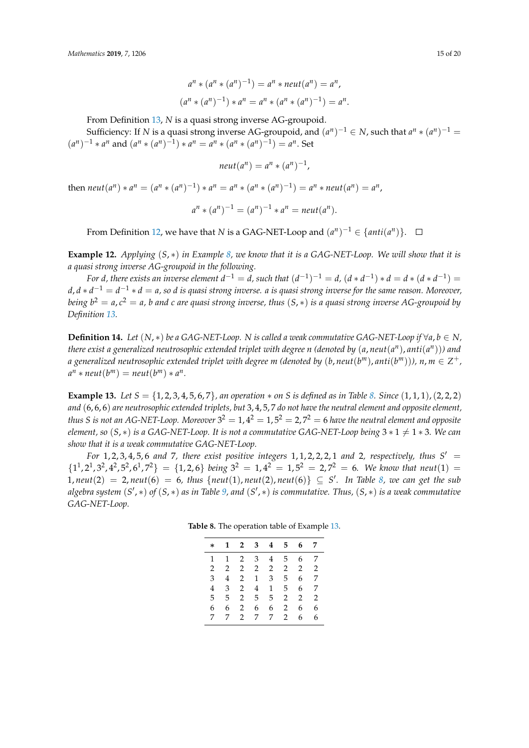$$a^n * (a^n * (a^n)^{-1}) = a^n * neut(a^n) = a^n,$$

$$(a^n * (a^n)^{-1}) * a^n = a^n * (a^n * (a^n)^{-1}) = a^n.$$

From Definition 13, $N$ is a quasi strong inverse AG-groupoid.

Sufficiency: If $N$ is a quasi strong inverse AG-groupoid, and $(a^n)^{-1} \in N$, such that $a^n * (a^n)^{-1} = (a^n)^{-1} * a^n$ and $(a^n * (a^n)^{-1}) * a^n = a^n * (a^n * (a^n)^{-1}) = a^n$. Set

$$neut(a^n) = a^n * (a^n)^{-1},$$

then $neut(a^n) * a^n = (a^n * (a^n)^{-1}) * a^n = a^n * (a^n * (a^n)^{-1}) = a^n * neut(a^n) = a^n$,

$$a^n * (a^n)^{-1} = (a^n)^{-1} * a^n = neut(a^n).$$

From Definition 12, we have that $N$ is a GAG-NET-Loop and $(a^n)^{-1} \in \{anti(a^n)\}$. □

**Example 12.** *Applying $(S, *)$ in Example 8, we know that it is a GAG-NET-Loop. We will show that it is a quasi strong inverse AG-groupoid in the following.*

*For $d$, there exists an inverse element $d^{-1} = d$, such that $(d^{-1})^{-1} = d$, $(d * d^{-1}) * d = d * (d * d^{-1}) = d$, $d * d^{-1} = d^{-1} * d = a$, so $d$ is quasi strong inverse. $a$ is quasi strong inverse for the same reason. Moreover, being $b^2 = a$, $c^2 = a$, $b$ and $c$ are quasi strong inverse, thus $(S, *)$ is a quasi strong inverse AG-groupoid by Definition 13.*

**Definition 14.** *Let $(N, *)$ be a GAG-NET-Loop. $N$ is called a weak commutative GAG-NET-Loop if $\forall a, b \in N$, there exist a generalized neutrosophic extended triplet with degree $n$ (denoted by $(a, neut(a^n), anti(a^n))$) and a generalized neutrosophic extended triplet with degree $m$ (denoted by $(b, neut(b^m), anti(b^m))$), $n, m \in Z^+$, $a^n * neut(b^m) = neut(b^m) * a^n$.*

**Example 13.** *Let $S = \{1, 2, 3, 4, 5, 6, 7\}$, an operation $*$ on $S$ is defined as in Table 8. Since $(1, 1, 1)$, $(2, 2, 2)$ and $(6, 6, 6)$ are neutrosophic extended triplets, but $3, 4, 5, 7$ do not have the neutral element and opposite element, thus $S$ is not an AG-NET-Loop. Moreover $3^2 = 1, 4^2 = 1, 5^2 = 2, 7^2 = 6$ have the neutral element and opposite element, so $(S, *)$ is a GAG-NET-Loop. It is not a commutative GAG-NET-Loop being $3 * 1 \neq 1 * 3$. We can show that it is a weak commutative GAG-NET-Loop.*

*For $1, 2, 3, 4, 5, 6$ and $7$, there exist positive integers $1, 1, 2, 2, 2, 1$ and $2$, respectively, thus $S' = \{1^1, 2^1, 3^2, 4^2, 5^2, 6^1, 7^2\} = \{1, 2, 6\}$ being $3^2 = 1, 4^2 = 1, 5^2 = 2, 7^2 = 6$. We know that $neut(1) = 1$, $neut(2) = 2$, $neut(6) = 6$, thus $\{neut(1), neut(2), neut(6)\} \subseteq S'$. In Table 8, we can get the sub algebra system $(S', *)$ of $(S, *)$ as in Table 9, and $(S', *)$ is commutative. Thus, $(S, *)$ is a weak commutative GAG-NET-Loop.*

**Table 8.** The operation table of Example 13.

| $*$ | 1 | 2 | 3 | 4 | 5 | 6 | 7 |
|---|---|---|---|---|---|---|---|
| 1 | 1 | 2 | 3 | 4 | 5 | 6 | 7 |
| 2 | 2 | 2 | 2 | 2 | 2 | 2 | 2 |
| 3 | 4 | 2 | 1 | 3 | 5 | 6 | 7 |
| 4 | 3 | 2 | 4 | 1 | 5 | 6 | 7 |
| 5 | 5 | 2 | 5 | 5 | 2 | 2 | 2 |
| 6 | 6 | 2 | 6 | 6 | 2 | 6 | 6 |
| 7 | 7 | 2 | 7 | 7 | 2 | 6 | 6 |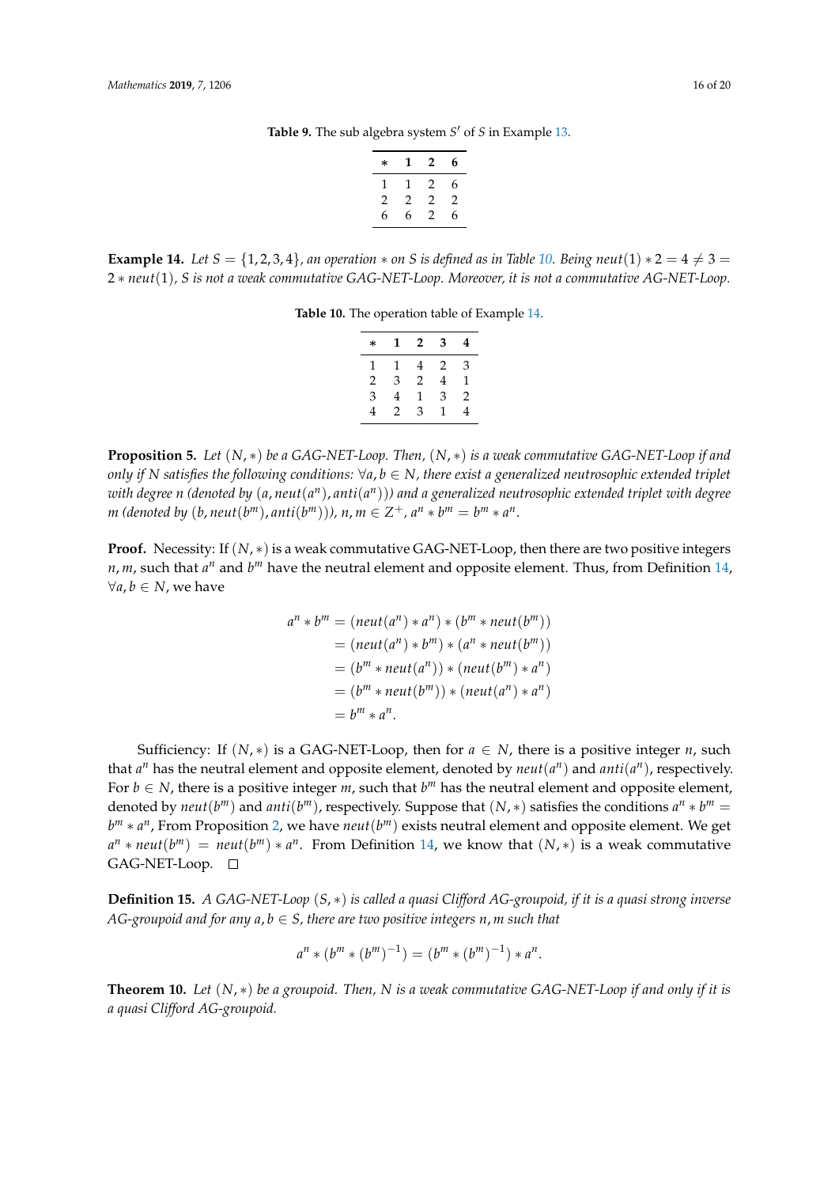**Table 9.** The sub algebra system $S'$ of $S$ in Example 13.

| $*$ | **1** | **2** | **6** |
|---|---|---|---|
| 1 | 1 | 2 | 6 |
| 2 | 2 | 2 | 2 |
| 6 | 6 | 2 | 6 |

**Example 14.** *Let* $S = \{1, 2, 3, 4\}$*, an operation* $*$ *on* $S$ *is defined as in Table 10. Being* $neut(1) * 2 = 4 \neq 3 = 2 * neut(1)$*,* $S$ *is not a weak commutative GAG-NET-Loop. Moreover, it is not a commutative AG-NET-Loop.*

**Table 10.** The operation table of Example 14.

| $*$ | **1** | **2** | **3** | **4** |
|---|---|---|---|---|
| 1 | 1 | 4 | 2 | 3 |
| 2 | 3 | 2 | 4 | 1 |
| 3 | 4 | 1 | 3 | 2 |
| 4 | 2 | 3 | 1 | 4 |

**Proposition 5.** *Let* $(N, *)$ *be a GAG-NET-Loop. Then,* $(N, *)$ *is a weak commutative GAG-NET-Loop if and only if* $N$ *satisfies the following conditions:* $\forall a, b \in N$*, there exist a generalized neutrosophic extended triplet with degree* $n$ *(denoted by* $(a, neut(a^n), anti(a^n))$*) and a generalized neutrosophic extended triplet with degree* $m$ *(denoted by* $(b, neut(b^m), anti(b^m))$*),* $n, m \in Z^+$*,* $a^n * b^m = b^m * a^n$*.*

**Proof.** Necessity: If $(N, *)$ is a weak commutative GAG-NET-Loop, then there are two positive integers $n, m$, such that $a^n$ and $b^m$ have the neutral element and opposite element. Thus, from Definition 14, $\forall a, b \in N$, we have

$$
\begin{aligned}
a^n * b^m &= (neut(a^n) * a^n) * (b^m * neut(b^m)) \\
&= (neut(a^n) * b^m) * (a^n * neut(b^m)) \\
&= (b^m * neut(a^n)) * (neut(b^m) * a^n) \\
&= (b^m * neut(b^m)) * (neut(a^n) * a^n) \\
&= b^m * a^n.
\end{aligned}
$$

Sufficiency: If $(N, *)$ is a GAG-NET-Loop, then for $a \in N$, there is a positive integer $n$, such that $a^n$ has the neutral element and opposite element, denoted by $neut(a^n)$ and $anti(a^n)$, respectively. For $b \in N$, there is a positive integer $m$, such that $b^m$ has the neutral element and opposite element, denoted by $neut(b^m)$ and $anti(b^m)$, respectively. Suppose that $(N, *)$ satisfies the conditions $a^n * b^m = b^m * a^n$, From Proposition 2, we have $neut(b^m)$ exists neutral element and opposite element. We get $a^n * neut(b^m) = neut(b^m) * a^n$. From Definition 14, we know that $(N, *)$ is a weak commutative GAG-NET-Loop. $\square$

**Definition 15.** *A GAG-NET-Loop* $(S, *)$ *is called a quasi Clifford AG-groupoid, if it is a quasi strong inverse AG-groupoid and for any* $a, b \in S$*, there are two positive integers* $n, m$ *such that*

$$
a^n * (b^m * (b^m)^{-1}) = (b^m * (b^m)^{-1}) * a^n.
$$

**Theorem 10.** *Let* $(N, *)$ *be a groupoid. Then,* $N$ *is a weak commutative GAG-NET-Loop if and only if it is a quasi Clifford AG-groupoid.*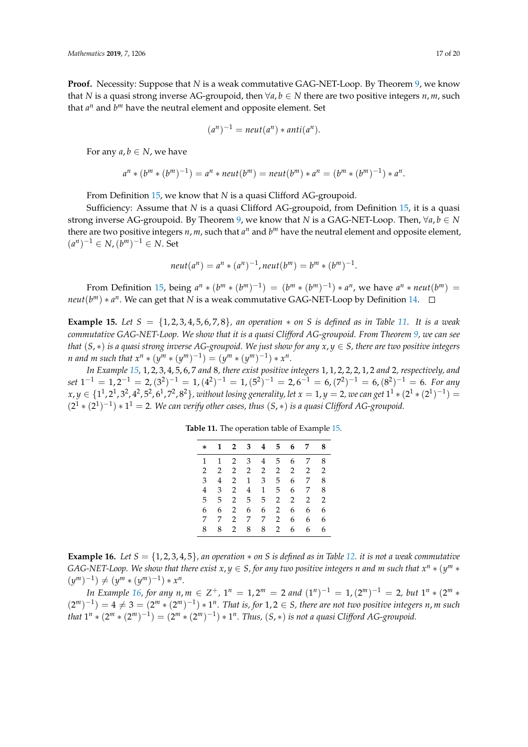**Proof.** Necessity: Suppose that $N$ is a weak commutative GAG-NET-Loop. By Theorem 9, we know that $N$ is a quasi strong inverse AG-groupoid, then $\forall a, b \in N$ there are two positive integers $n, m$, such that $a^n$ and $b^m$ have the neutral element and opposite element. Set

$$(a^n)^{-1} = neut(a^n) * anti(a^n).$$

For any $a, b \in N$, we have

$$a^n * (b^m * (b^m)^{-1}) = a^n * neut(b^m) = neut(b^m) * a^n = (b^m * (b^m)^{-1}) * a^n.$$

From Definition 15, we know that $N$ is a quasi Clifford AG-groupoid.

Sufficiency: Assume that $N$ is a quasi Clifford AG-groupoid, from Definition 15, it is a quasi strong inverse AG-groupoid. By Theorem 9, we know that $N$ is a GAG-NET-Loop. Then, $\forall a, b \in N$ there are two positive integers $n, m$, such that $a^n$ and $b^m$ have the neutral element and opposite element, $(a^n)^{-1} \in N, (b^m)^{-1} \in N$. Set

$$neut(a^n) = a^n * (a^n)^{-1}, neut(b^m) = b^m * (b^m)^{-1}.$$

From Definition 15, being $a^n * (b^m * (b^m)^{-1}) = (b^m * (b^m)^{-1}) * a^n$, we have $a^n * neut(b^m) = neut(b^m) * a^n$. We can get that $N$ is a weak commutative GAG-NET-Loop by Definition 14. □

**Example 15.** *Let $S = \{1, 2, 3, 4, 5, 6, 7, 8\}$, an operation $*$ on $S$ is defined as in Table 11. It is a weak commutative GAG-NET-Loop. We show that it is a quasi Clifford AG-groupoid. From Theorem 9, we can see that $(S, *)$ is a quasi strong inverse AG-groupoid. We just show for any $x, y \in S$, there are two positive integers $n$ and $m$ such that $x^n * (y^m * (y^m)^{-1}) = (y^m * (y^m)^{-1}) * x^n$.*

*In Example 15, 1, 2, 3, 4, 5, 6, 7 and 8, there exist positive integers 1, 1, 2, 2, 2, 1, 2 and 2, respectively, and set $1^{-1} = 1, 2^{-1} = 2, (3^2)^{-1} = 1, (4^2)^{-1} = 1, (5^2)^{-1} = 2, 6^{-1} = 6, (7^2)^{-1} = 6, (8^2)^{-1} = 6$. For any $x, y \in \{1^1, 2^1, 3^2, 4^2, 5^2, 6^1, 7^2, 8^2\}$, without losing generality, let $x = 1, y = 2$, we can get $1^1 * (2^1 * (2^1)^{-1}) = (2^1 * (2^1)^{-1}) * 1^1 = 2$. We can verify other cases, thus $(S, *)$ is a quasi Clifford AG-groupoid.*

**Table 11.** The operation table of Example 15.

| * | 1 | 2 | 3 | 4 | 5 | 6 | 7 | 8 |
|---|---|---|---|---|---|---|---|---|
| 1 | 1 | 2 | 3 | 4 | 5 | 6 | 7 | 8 |
| 2 | 2 | 2 | 2 | 2 | 2 | 2 | 2 | 2 |
| 3 | 4 | 2 | 1 | 3 | 5 | 6 | 7 | 8 |
| 4 | 3 | 2 | 4 | 1 | 5 | 6 | 7 | 8 |
| 5 | 5 | 2 | 5 | 5 | 2 | 2 | 2 | 2 |
| 6 | 6 | 2 | 6 | 6 | 2 | 6 | 6 | 6 |
| 7 | 7 | 2 | 7 | 7 | 2 | 6 | 6 | 6 |
| 8 | 8 | 2 | 8 | 8 | 2 | 6 | 6 | 6 |

**Example 16.** *Let $S = \{1, 2, 3, 4, 5\}$, an operation $*$ on $S$ is defined as in Table 12. it is not a weak commutative GAG-NET-Loop. We show that there exist $x, y \in S$, for any two positive integers $n$ and $m$ such that $x^n * (y^m * (y^m)^{-1}) \neq (y^m * (y^m)^{-1}) * x^n$.*

*In Example 16, for any $n, m \in Z^+$, $1^n = 1, 2^m = 2$ and $(1^n)^{-1} = 1, (2^m)^{-1} = 2$, but $1^n * (2^m * (2^m)^{-1}) = 4 \neq 3 = (2^m * (2^m)^{-1}) * 1^n$. That is, for $1, 2 \in S$, there are not two positive integers $n, m$ such that $1^n * (2^m * (2^m)^{-1}) = (2^m * (2^m)^{-1}) * 1^n$. Thus, $(S, *)$ is not a quasi Clifford AG-groupoid.*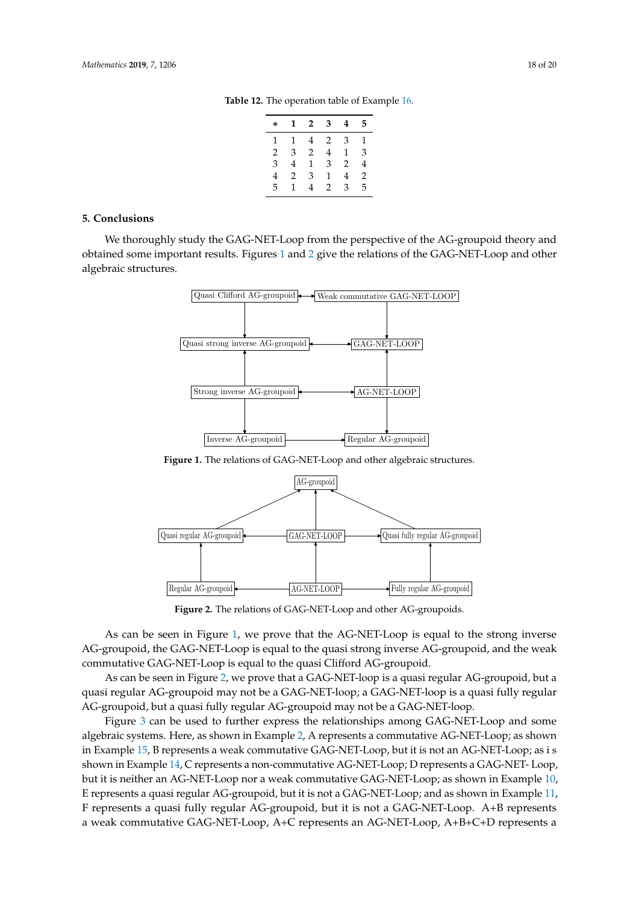**Table 12.** The operation table of Example 16.

| * | 1 | 2 | 3 | 4 | 5 |
|---|---|---|---|---|---|
| 1 | 1 | 4 | 2 | 3 | 1 |
| 2 | 3 | 2 | 4 | 1 | 3 |
| 3 | 4 | 1 | 3 | 2 | 4 |
| 4 | 2 | 3 | 1 | 4 | 2 |
| 5 | 1 | 4 | 2 | 3 | 5 |

## 5. Conclusions

We thoroughly study the GAG-NET-Loop from the perspective of the AG-groupoid theory and obtained some important results. Figures 1 and 2 give the relations of the GAG-NET-Loop and other algebraic structures.

**Figure 1.** The relations of GAG-NET-Loop and other algebraic structures.

**Figure 2.** The relations of GAG-NET-Loop and other AG-groupoids.

As can be seen in Figure 1, we prove that the AG-NET-Loop is equal to the strong inverse AG-groupoid, the GAG-NET-Loop is equal to the quasi strong inverse AG-groupoid, and the weak commutative GAG-NET-Loop is equal to the quasi Clifford AG-groupoid.

As can be seen in Figure 2, we prove that a GAG-NET-loop is a quasi regular AG-groupoid, but a quasi regular AG-groupoid may not be a GAG-NET-loop; a GAG-NET-loop is a quasi fully regular AG-groupoid, but a quasi fully regular AG-groupoid may not be a GAG-NET-loop.

Figure 3 can be used to further express the relationships among GAG-NET-Loop and some algebraic systems. Here, as shown in Example 2, A represents a commutative AG-NET-Loop; as shown in Example 15, B represents a weak commutative GAG-NET-Loop, but it is not an AG-NET-Loop; as i s shown in Example 14, C represents a non-commutative AG-NET-Loop; D represents a GAG-NET- Loop, but it is neither an AG-NET-Loop nor a weak commutative GAG-NET-Loop; as shown in Example 10, E represents a quasi regular AG-groupoid, but it is not a GAG-NET-Loop; and as shown in Example 11, F represents a quasi fully regular AG-groupoid, but it is not a GAG-NET-Loop. A+B represents a weak commutative GAG-NET-Loop, A+C represents an AG-NET-Loop, A+B+C+D represents a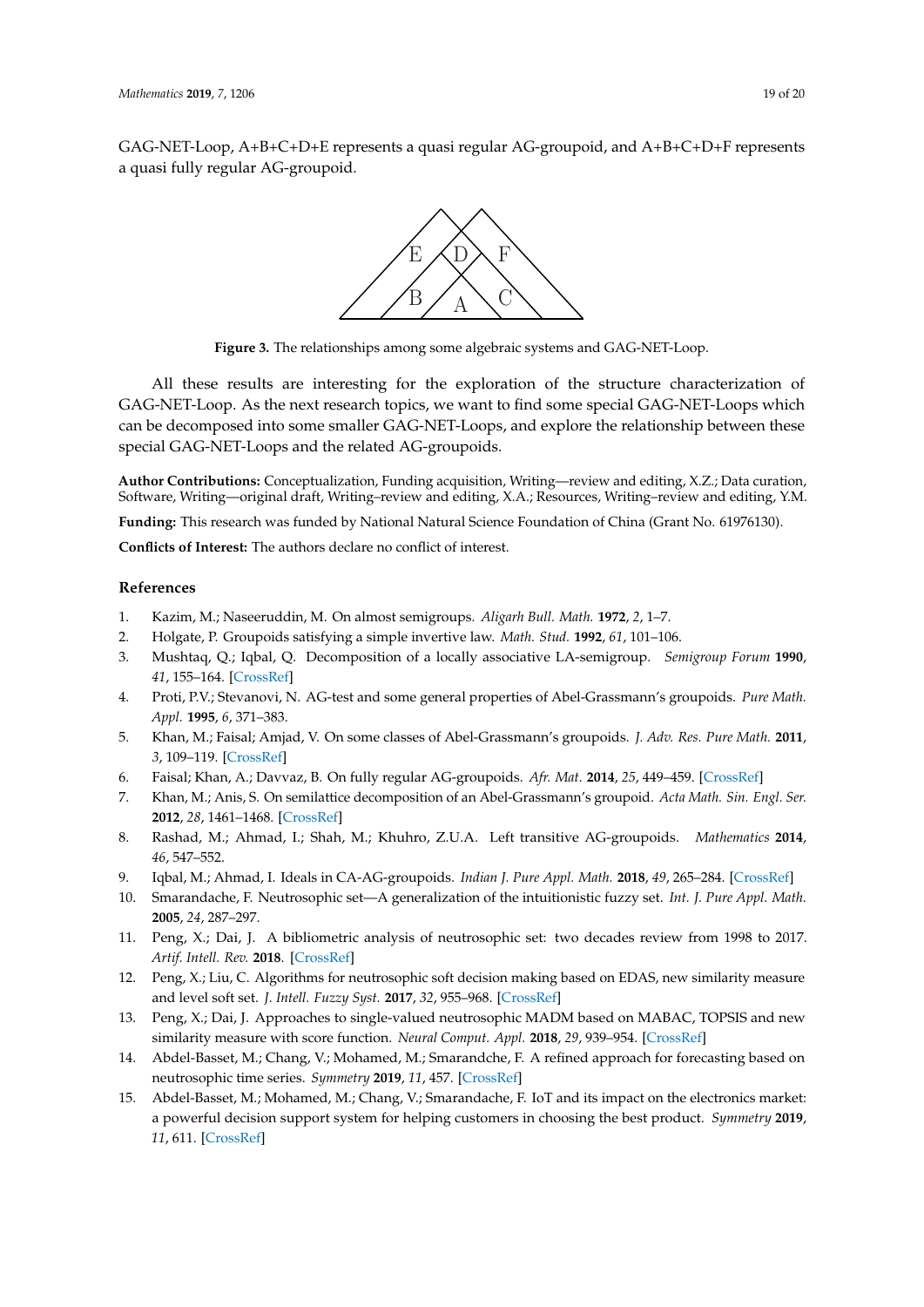GAG-NET-Loop, A+B+C+D+E represents a quasi regular AG-groupoid, and A+B+C+D+F represents a quasi fully regular AG-groupoid.

**Figure 3.** The relationships among some algebraic systems and GAG-NET-Loop.

All these results are interesting for the exploration of the structure characterization of GAG-NET-Loop. As the next research topics, we want to find some special GAG-NET-Loops which can be decomposed into some smaller GAG-NET-Loops, and explore the relationship between these special GAG-NET-Loops and the related AG-groupoids.

**Author Contributions:** Conceptualization, Funding acquisition, Writing—review and editing, X.Z.; Data curation, Software, Writing—original draft, Writing–review and editing, X.A.; Resources, Writing–review and editing, Y.M.

**Funding:** This research was funded by National Natural Science Foundation of China (Grant No. 61976130).

**Conflicts of Interest:** The authors declare no conflict of interest.

## References

1. Kazim, M.; Naseeruddin, M. On almost semigroups. *Aligarh Bull. Math.* **1972**, *2*, 1–7.
2. Holgate, P. Groupoids satisfying a simple invertive law. *Math. Stud.* **1992**, *61*, 101–106.
3. Mushtaq, Q.; Iqbal, Q. Decomposition of a locally associative LA-semigroup. *Semigroup Forum* **1990**, *41*, 155–164. [CrossRef]
4. Proti, P.V.; Stevanovi, N. AG-test and some general properties of Abel-Grassmann's groupoids. *Pure Math. Appl.* **1995**, *6*, 371–383.
5. Khan, M.; Faisal; Amjad, V. On some classes of Abel-Grassmann's groupoids. *J. Adv. Res. Pure Math.* **2011**, *3*, 109–119. [CrossRef]
6. Faisal; Khan, A.; Davvaz, B. On fully regular AG-groupoids. *Afr. Mat.* **2014**, *25*, 449–459. [CrossRef]
7. Khan, M.; Anis, S. On semilattice decomposition of an Abel-Grassmann's groupoid. *Acta Math. Sin. Engl. Ser.* **2012**, *28*, 1461–1468. [CrossRef]
8. Rashad, M.; Ahmad, I.; Shah, M.; Khuhro, Z.U.A. Left transitive AG-groupoids. *Mathematics* **2014**, *46*, 547–552.
9. Iqbal, M.; Ahmad, I. Ideals in CA-AG-groupoids. *Indian J. Pure Appl. Math.* **2018**, *49*, 265–284. [CrossRef]
10. Smarandache, F. Neutrosophic set—A generalization of the intuitionistic fuzzy set. *Int. J. Pure Appl. Math.* **2005**, *24*, 287–297.
11. Peng, X.; Dai, J. A bibliometric analysis of neutrosophic set: two decades review from 1998 to 2017. *Artif. Intell. Rev.* **2018**. [CrossRef]
12. Peng, X.; Liu, C. Algorithms for neutrosophic soft decision making based on EDAS, new similarity measure and level soft set. *J. Intell. Fuzzy Syst.* **2017**, *32*, 955–968. [CrossRef]
13. Peng, X.; Dai, J. Approaches to single-valued neutrosophic MADM based on MABAC, TOPSIS and new similarity measure with score function. *Neural Comput. Appl.* **2018**, *29*, 939–954. [CrossRef]
14. Abdel-Basset, M.; Chang, V.; Mohamed, M.; Smarandche, F. A refined approach for forecasting based on neutrosophic time series. *Symmetry* **2019**, *11*, 457. [CrossRef]
15. Abdel-Basset, M.; Mohamed, M.; Chang, V.; Smarandache, F. IoT and its impact on the electronics market: a powerful decision support system for helping customers in choosing the best product. *Symmetry* **2019**, *11*, 611. [CrossRef]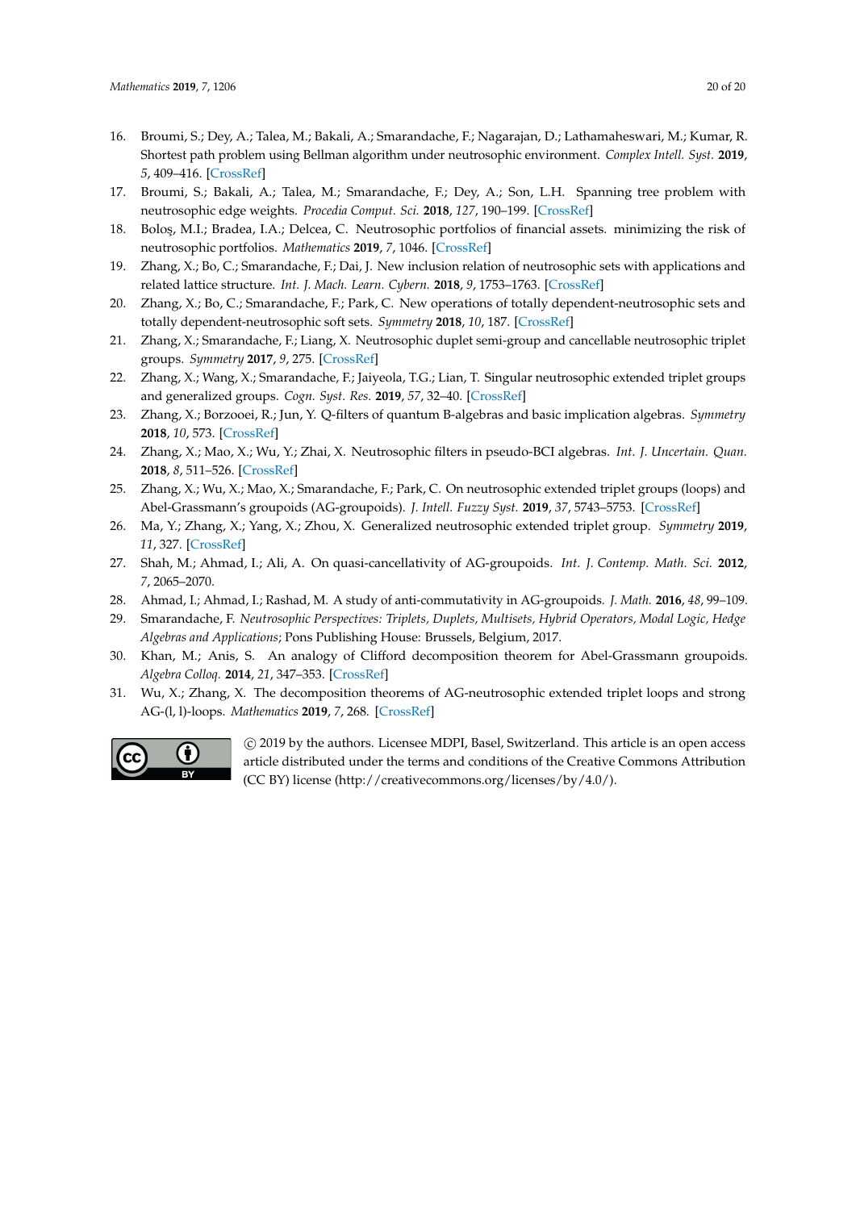16. Broumi, S.; Dey, A.; Talea, M.; Bakali, A.; Smarandache, F.; Nagarajan, D.; Lathamaheswari, M.; Kumar, R. Shortest path problem using Bellman algorithm under neutrosophic environment. *Complex Intell. Syst.* **2019**, *5*, 409–416. [CrossRef]
17. Broumi, S.; Bakali, A.; Talea, M.; Smarandache, F.; Dey, A.; Son, L.H. Spanning tree problem with neutrosophic edge weights. *Procedia Comput. Sci.* **2018**, *127*, 190–199. [CrossRef]
18. Boloş, M.I.; Bradea, I.A.; Delcea, C. Neutrosophic portfolios of financial assets. minimizing the risk of neutrosophic portfolios. *Mathematics* **2019**, *7*, 1046. [CrossRef]
19. Zhang, X.; Bo, C.; Smarandache, F.; Dai, J. New inclusion relation of neutrosophic sets with applications and related lattice structure. *Int. J. Mach. Learn. Cybern.* **2018**, *9*, 1753–1763. [CrossRef]
20. Zhang, X.; Bo, C.; Smarandache, F.; Park, C. New operations of totally dependent-neutrosophic sets and totally dependent-neutrosophic soft sets. *Symmetry* **2018**, *10*, 187. [CrossRef]
21. Zhang, X.; Smarandache, F.; Liang, X. Neutrosophic duplet semi-group and cancellable neutrosophic triplet groups. *Symmetry* **2017**, *9*, 275. [CrossRef]
22. Zhang, X.; Wang, X.; Smarandache, F.; Jaiyeola, T.G.; Lian, T. Singular neutrosophic extended triplet groups and generalized groups. *Cogn. Syst. Res.* **2019**, *57*, 32–40. [CrossRef]
23. Zhang, X.; Borzooei, R.; Jun, Y. Q-filters of quantum B-algebras and basic implication algebras. *Symmetry* **2018**, *10*, 573. [CrossRef]
24. Zhang, X.; Mao, X.; Wu, Y.; Zhai, X. Neutrosophic filters in pseudo-BCI algebras. *Int. J. Uncertain. Quan.* **2018**, *8*, 511–526. [CrossRef]
25. Zhang, X.; Wu, X.; Mao, X.; Smarandache, F.; Park, C. On neutrosophic extended triplet groups (loops) and Abel-Grassmann's groupoids (AG-groupoids). *J. Intell. Fuzzy Syst.* **2019**, *37*, 5743–5753. [CrossRef]
26. Ma, Y.; Zhang, X.; Yang, X.; Zhou, X. Generalized neutrosophic extended triplet group. *Symmetry* **2019**, *11*, 327. [CrossRef]
27. Shah, M.; Ahmad, I.; Ali, A. On quasi-cancellativity of AG-groupoids. *Int. J. Contemp. Math. Sci.* **2012**, *7*, 2065–2070.
28. Ahmad, I.; Ahmad, I.; Rashad, M. A study of anti-commutativity in AG-groupoids. *J. Math.* **2016**, *48*, 99–109.
29. Smarandache, F. *Neutrosophic Perspectives: Triplets, Duplets, Multisets, Hybrid Operators, Modal Logic, Hedge Algebras and Applications*; Pons Publishing House: Brussels, Belgium, 2017.
30. Khan, M.; Anis, S. An analogy of Clifford decomposition theorem for Abel-Grassmann groupoids. *Algebra Colloq.* **2014**, *21*, 347–353. [CrossRef]
31. Wu, X.; Zhang, X. The decomposition theorems of AG-neutrosophic extended triplet loops and strong AG-(l, l)-loops. *Mathematics* **2019**, *7*, 268. [CrossRef]

© 2019 by the authors. Licensee MDPI, Basel, Switzerland. This article is an open access article distributed under the terms and conditions of the Creative Commons Attribution (CC BY) license (http://creativecommons.org/licenses/by/4.0/).